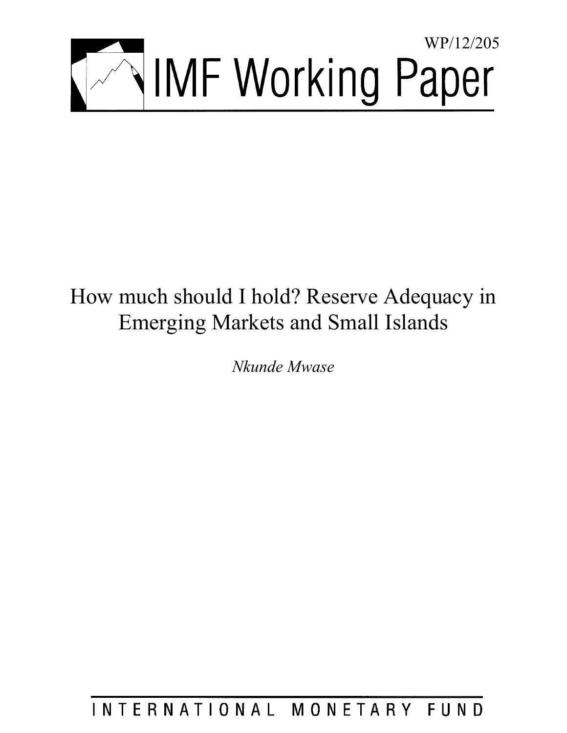WP/12/205

# IMF Working Paper

# How much should I hold? Reserve Adequacy in Emerging Markets and Small Islands

*Nkunde Mwase*

INTERNATIONAL MONETARY FUND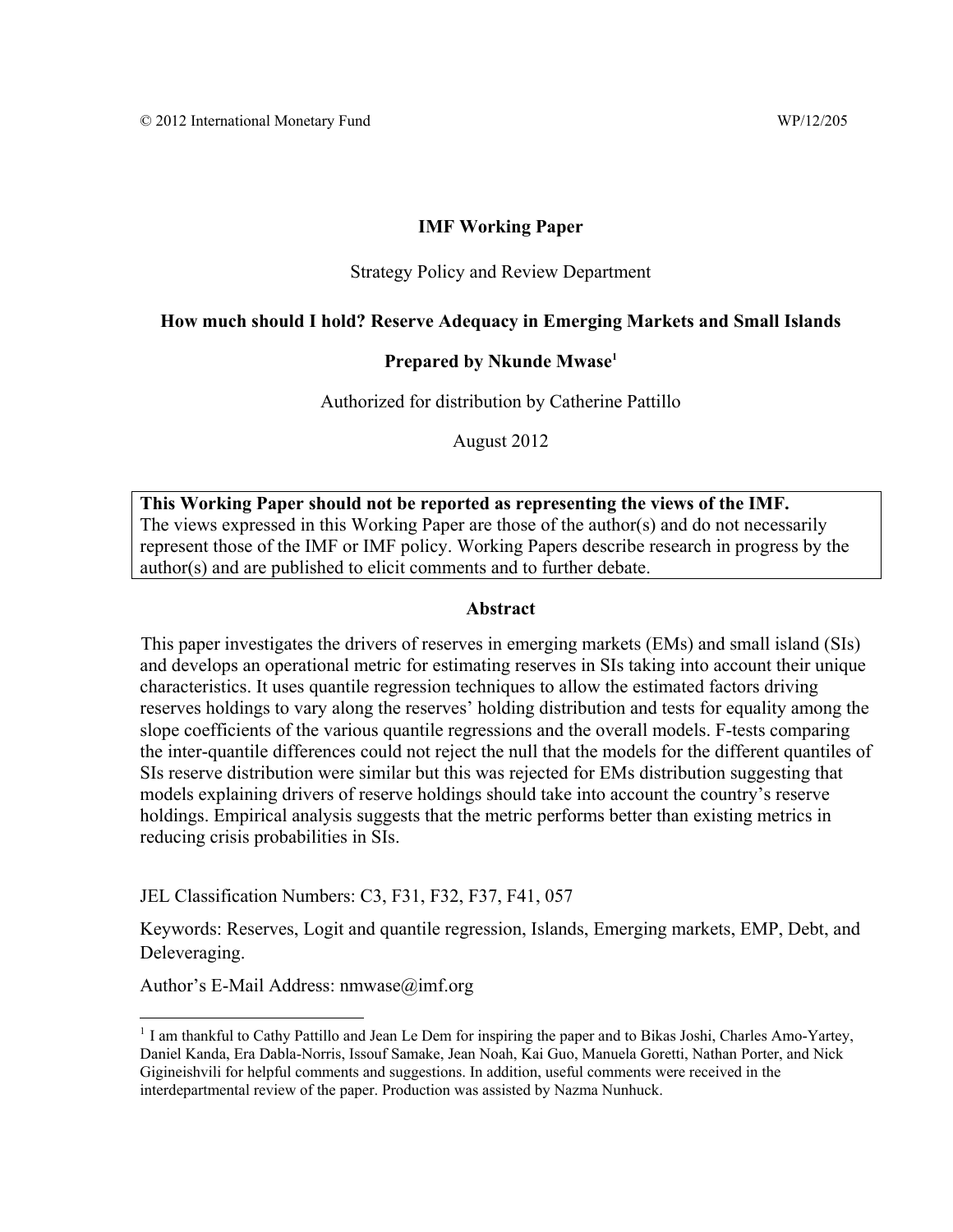© 2012 International Monetary Fund WP/12/205

**IMF Working Paper**

Strategy Policy and Review Department

**How much should I hold? Reserve Adequacy in Emerging Markets and Small Islands**

**Prepared by Nkunde Mwase[1]**

Authorized for distribution by Catherine Pattillo

August 2012

**This Working Paper should not be reported as representing the views of the IMF.**
The views expressed in this Working Paper are those of the author(s) and do not necessarily represent those of the IMF or IMF policy. Working Papers describe research in progress by the author(s) and are published to elicit comments and to further debate.

**Abstract**

This paper investigates the drivers of reserves in emerging markets (EMs) and small island (SIs) and develops an operational metric for estimating reserves in SIs taking into account their unique characteristics. It uses quantile regression techniques to allow the estimated factors driving reserves holdings to vary along the reserves' holding distribution and tests for equality among the slope coefficients of the various quantile regressions and the overall models. F-tests comparing the inter-quantile differences could not reject the null that the models for the different quantiles of SIs reserve distribution were similar but this was rejected for EMs distribution suggesting that models explaining drivers of reserve holdings should take into account the country's reserve holdings. Empirical analysis suggests that the metric performs better than existing metrics in reducing crisis probabilities in SIs.

JEL Classification Numbers: C3, F31, F32, F37, F41, 057

Keywords: Reserves, Logit and quantile regression, Islands, Emerging markets, EMP, Debt, and Deleveraging.

Author's E-Mail Address: nmwase@imf.org

[1] I am thankful to Cathy Pattillo and Jean Le Dem for inspiring the paper and to Bikas Joshi, Charles Amo-Yartey, Daniel Kanda, Era Dabla-Norris, Issouf Samake, Jean Noah, Kai Guo, Manuela Goretti, Nathan Porter, and Nick Gigineishvili for helpful comments and suggestions. In addition, useful comments were received in the interdepartmental review of the paper. Production was assisted by Nazma Nunhuck.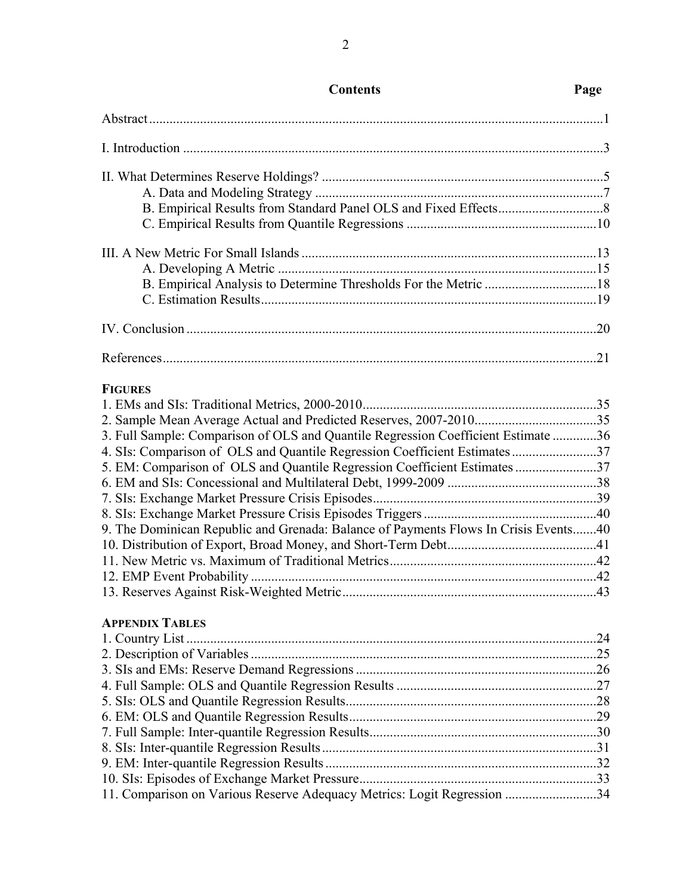## Contents

| | Page |
|---|---|
| Abstract | 1 |
| I. Introduction | 3 |
| II. What Determines Reserve Holdings? | 5 |
| A. Data and Modeling Strategy | 7 |
| B. Empirical Results from Standard Panel OLS and Fixed Effects | 8 |
| C. Empirical Results from Quantile Regressions | 10 |
| III. A New Metric For Small Islands | 13 |
| A. Developing A Metric | 15 |
| B. Empirical Analysis to Determine Thresholds For the Metric | 18 |
| C. Estimation Results | 19 |
| IV. Conclusion | 20 |
| References | 21 |

**FIGURES**

| | |
|---|---|
| 1. EMs and SIs: Traditional Metrics, 2000-2010 | 35 |
| 2. Sample Mean Average Actual and Predicted Reserves, 2007-2010 | 35 |
| 3. Full Sample: Comparison of OLS and Quantile Regression Coefficient Estimate | 36 |
| 4. SIs: Comparison of OLS and Quantile Regression Coefficient Estimates | 37 |
| 5. EM: Comparison of OLS and Quantile Regression Coefficient Estimates | 37 |
| 6. EM and SIs: Concessional and Multilateral Debt, 1999-2009 | 38 |
| 7. SIs: Exchange Market Pressure Crisis Episodes | 39 |
| 8. SIs: Exchange Market Pressure Crisis Episodes Triggers | 40 |
| 9. The Dominican Republic and Grenada: Balance of Payments Flows In Crisis Events | 40 |
| 10. Distribution of Export, Broad Money, and Short-Term Debt | 41 |
| 11. New Metric vs. Maximum of Traditional Metrics | 42 |
| 12. EMP Event Probability | 42 |
| 13. Reserves Against Risk-Weighted Metric | 43 |

**APPENDIX TABLES**

| | |
|---|---|
| 1. Country List | 24 |
| 2. Description of Variables | 25 |
| 3. SIs and EMs: Reserve Demand Regressions | 26 |
| 4. Full Sample: OLS and Quantile Regression Results | 27 |
| 5. SIs: OLS and Quantile Regression Results | 28 |
| 6. EM: OLS and Quantile Regression Results | 29 |
| 7. Full Sample: Inter-quantile Regression Results | 30 |
| 8. SIs: Inter-quantile Regression Results | 31 |
| 9. EM: Inter-quantile Regression Results | 32 |
| 10. SIs: Episodes of Exchange Market Pressure | 33 |
| 11. Comparison on Various Reserve Adequacy Metrics: Logit Regression | 34 |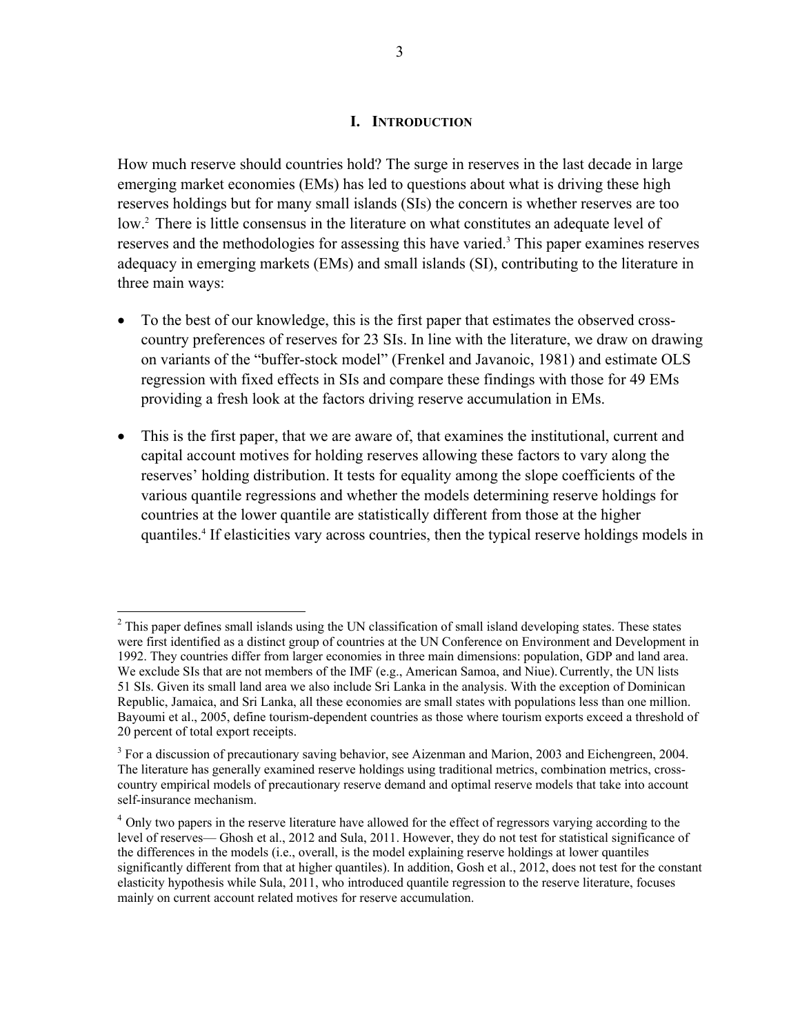# I. Introduction

How much reserve should countries hold? The surge in reserves in the last decade in large emerging market economies (EMs) has led to questions about what is driving these high reserves holdings but for many small islands (SIs) the concern is whether reserves are too low.[2] There is little consensus in the literature on what constitutes an adequate level of reserves and the methodologies for assessing this have varied.[3] This paper examines reserves adequacy in emerging markets (EMs) and small islands (SI), contributing to the literature in three main ways:

- To the best of our knowledge, this is the first paper that estimates the observed cross-country preferences of reserves for 23 SIs. In line with the literature, we draw on drawing on variants of the "buffer-stock model" (Frenkel and Javanoic, 1981) and estimate OLS regression with fixed effects in SIs and compare these findings with those for 49 EMs providing a fresh look at the factors driving reserve accumulation in EMs.

- This is the first paper, that we are aware of, that examines the institutional, current and capital account motives for holding reserves allowing these factors to vary along the reserves' holding distribution. It tests for equality among the slope coefficients of the various quantile regressions and whether the models determining reserve holdings for countries at the lower quantile are statistically different from those at the higher quantiles.[4] If elasticities vary across countries, then the typical reserve holdings models in

---

[2] This paper defines small islands using the UN classification of small island developing states. These states were first identified as a distinct group of countries at the UN Conference on Environment and Development in 1992. They countries differ from larger economies in three main dimensions: population, GDP and land area. We exclude SIs that are not members of the IMF (e.g., American Samoa, and Niue). Currently, the UN lists 51 SIs. Given its small land area we also include Sri Lanka in the analysis. With the exception of Dominican Republic, Jamaica, and Sri Lanka, all these economies are small states with populations less than one million. Bayoumi et al., 2005, define tourism-dependent countries as those where tourism exports exceed a threshold of 20 percent of total export receipts.

[3] For a discussion of precautionary saving behavior, see Aizenman and Marion, 2003 and Eichengreen, 2004. The literature has generally examined reserve holdings using traditional metrics, combination metrics, cross-country empirical models of precautionary reserve demand and optimal reserve models that take into account self-insurance mechanism.

[4] Only two papers in the reserve literature have allowed for the effect of regressors varying according to the level of reserves— Ghosh et al., 2012 and Sula, 2011. However, they do not test for statistical significance of the differences in the models (i.e., overall, is the model explaining reserve holdings at lower quantiles significantly different from that at higher quantiles). In addition, Gosh et al., 2012, does not test for the constant elasticity hypothesis while Sula, 2011, who introduced quantile regression to the reserve literature, focuses mainly on current account related motives for reserve accumulation.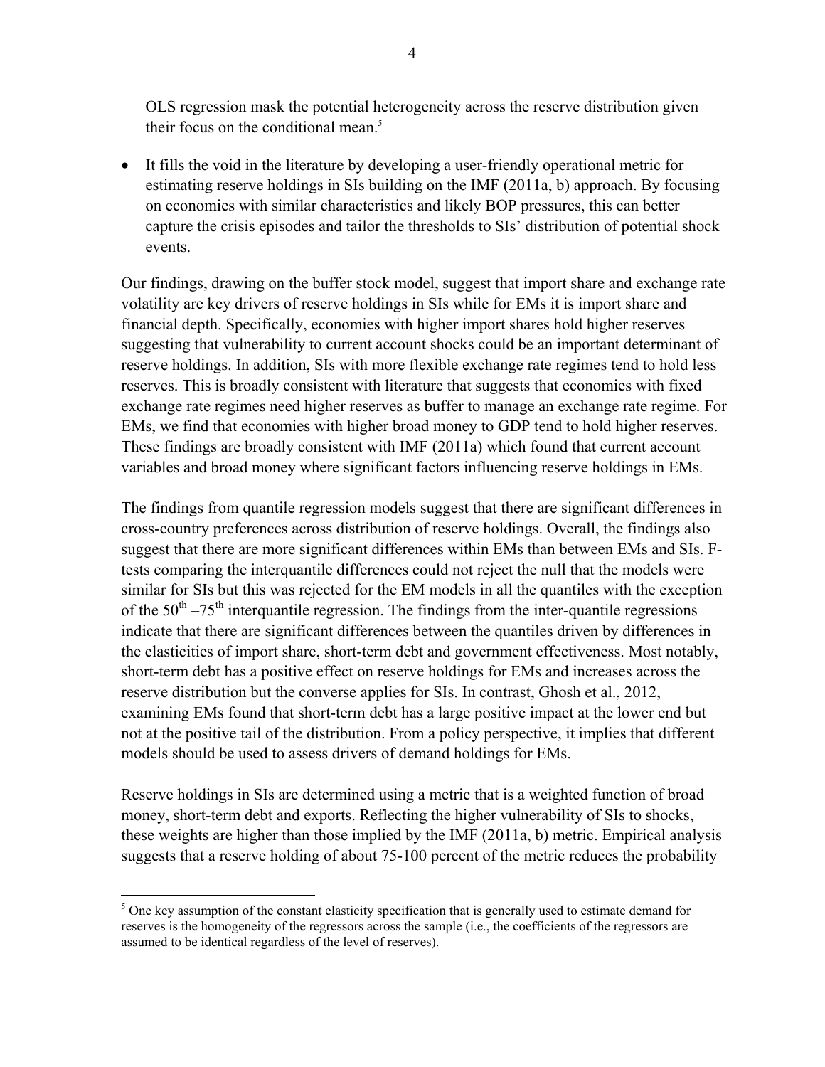OLS regression mask the potential heterogeneity across the reserve distribution given their focus on the conditional mean.[5]

- It fills the void in the literature by developing a user-friendly operational metric for estimating reserve holdings in SIs building on the IMF (2011a, b) approach. By focusing on economies with similar characteristics and likely BOP pressures, this can better capture the crisis episodes and tailor the thresholds to SIs' distribution of potential shock events.

Our findings, drawing on the buffer stock model, suggest that import share and exchange rate volatility are key drivers of reserve holdings in SIs while for EMs it is import share and financial depth. Specifically, economies with higher import shares hold higher reserves suggesting that vulnerability to current account shocks could be an important determinant of reserve holdings. In addition, SIs with more flexible exchange rate regimes tend to hold less reserves. This is broadly consistent with literature that suggests that economies with fixed exchange rate regimes need higher reserves as buffer to manage an exchange rate regime. For EMs, we find that economies with higher broad money to GDP tend to hold higher reserves. These findings are broadly consistent with IMF (2011a) which found that current account variables and broad money where significant factors influencing reserve holdings in EMs.

The findings from quantile regression models suggest that there are significant differences in cross-country preferences across distribution of reserve holdings. Overall, the findings also suggest that there are more significant differences within EMs than between EMs and SIs. F-tests comparing the interquantile differences could not reject the null that the models were similar for SIs but this was rejected for the EM models in all the quantiles with the exception of the 50th –75th interquantile regression. The findings from the inter-quantile regressions indicate that there are significant differences between the quantiles driven by differences in the elasticities of import share, short-term debt and government effectiveness. Most notably, short-term debt has a positive effect on reserve holdings for EMs and increases across the reserve distribution but the converse applies for SIs. In contrast, Ghosh et al., 2012, examining EMs found that short-term debt has a large positive impact at the lower end but not at the positive tail of the distribution. From a policy perspective, it implies that different models should be used to assess drivers of demand holdings for EMs.

Reserve holdings in SIs are determined using a metric that is a weighted function of broad money, short-term debt and exports. Reflecting the higher vulnerability of SIs to shocks, these weights are higher than those implied by the IMF (2011a, b) metric. Empirical analysis suggests that a reserve holding of about 75-100 percent of the metric reduces the probability

[5] One key assumption of the constant elasticity specification that is generally used to estimate demand for reserves is the homogeneity of the regressors across the sample (i.e., the coefficients of the regressors are assumed to be identical regardless of the level of reserves).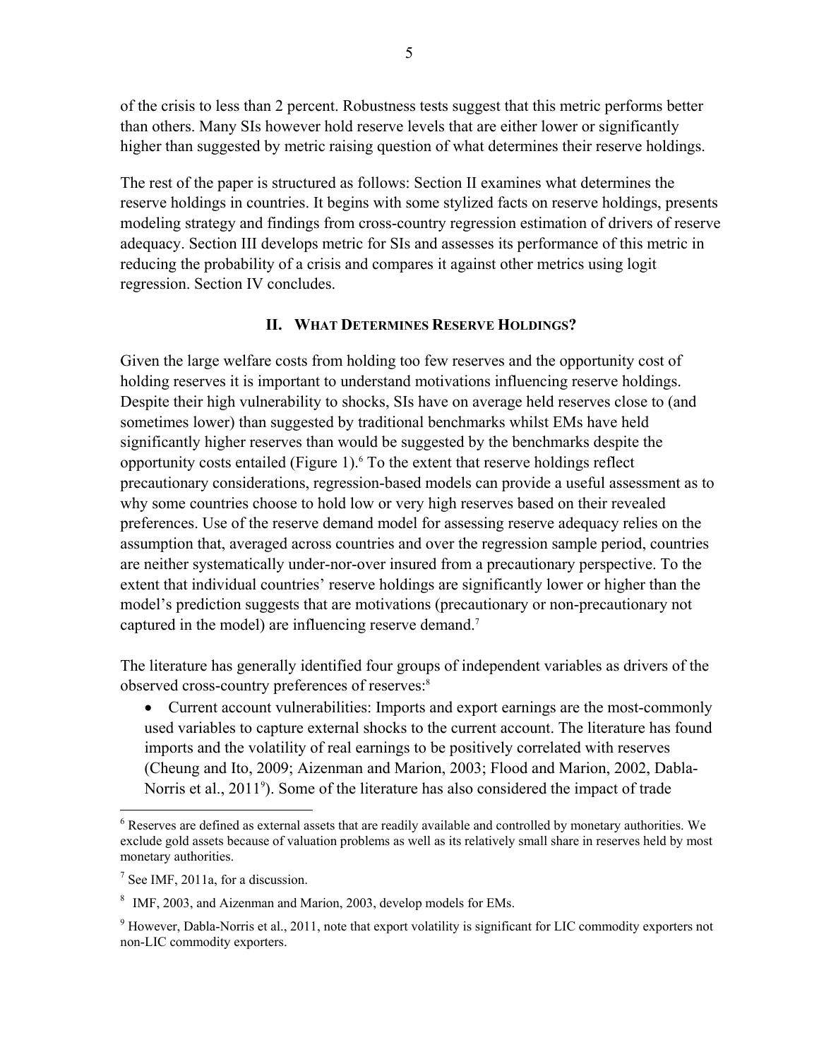of the crisis to less than 2 percent. Robustness tests suggest that this metric performs better than others. Many SIs however hold reserve levels that are either lower or significantly higher than suggested by metric raising question of what determines their reserve holdings.

The rest of the paper is structured as follows: Section II examines what determines the reserve holdings in countries. It begins with some stylized facts on reserve holdings, presents modeling strategy and findings from cross-country regression estimation of drivers of reserve adequacy. Section III develops metric for SIs and assesses its performance of this metric in reducing the probability of a crisis and compares it against other metrics using logit regression. Section IV concludes.

## II. What Determines Reserve Holdings?

Given the large welfare costs from holding too few reserves and the opportunity cost of holding reserves it is important to understand motivations influencing reserve holdings. Despite their high vulnerability to shocks, SIs have on average held reserves close to (and sometimes lower) than suggested by traditional benchmarks whilst EMs have held significantly higher reserves than would be suggested by the benchmarks despite the opportunity costs entailed (Figure 1).[6] To the extent that reserve holdings reflect precautionary considerations, regression-based models can provide a useful assessment as to why some countries choose to hold low or very high reserves based on their revealed preferences. Use of the reserve demand model for assessing reserve adequacy relies on the assumption that, averaged across countries and over the regression sample period, countries are neither systematically under-nor-over insured from a precautionary perspective. To the extent that individual countries' reserve holdings are significantly lower or higher than the model's prediction suggests that are motivations (precautionary or non-precautionary not captured in the model) are influencing reserve demand.[7]

The literature has generally identified four groups of independent variables as drivers of the observed cross-country preferences of reserves:[8]

- Current account vulnerabilities: Imports and export earnings are the most-commonly used variables to capture external shocks to the current account. The literature has found imports and the volatility of real earnings to be positively correlated with reserves (Cheung and Ito, 2009; Aizenman and Marion, 2003; Flood and Marion, 2002, Dabla-Norris et al., 2011[9]). Some of the literature has also considered the impact of trade

---

[6] Reserves are defined as external assets that are readily available and controlled by monetary authorities. We exclude gold assets because of valuation problems as well as its relatively small share in reserves held by most monetary authorities.

[7] See IMF, 2011a, for a discussion.

[8] IMF, 2003, and Aizenman and Marion, 2003, develop models for EMs.

[9] However, Dabla-Norris et al., 2011, note that export volatility is significant for LIC commodity exporters not non-LIC commodity exporters.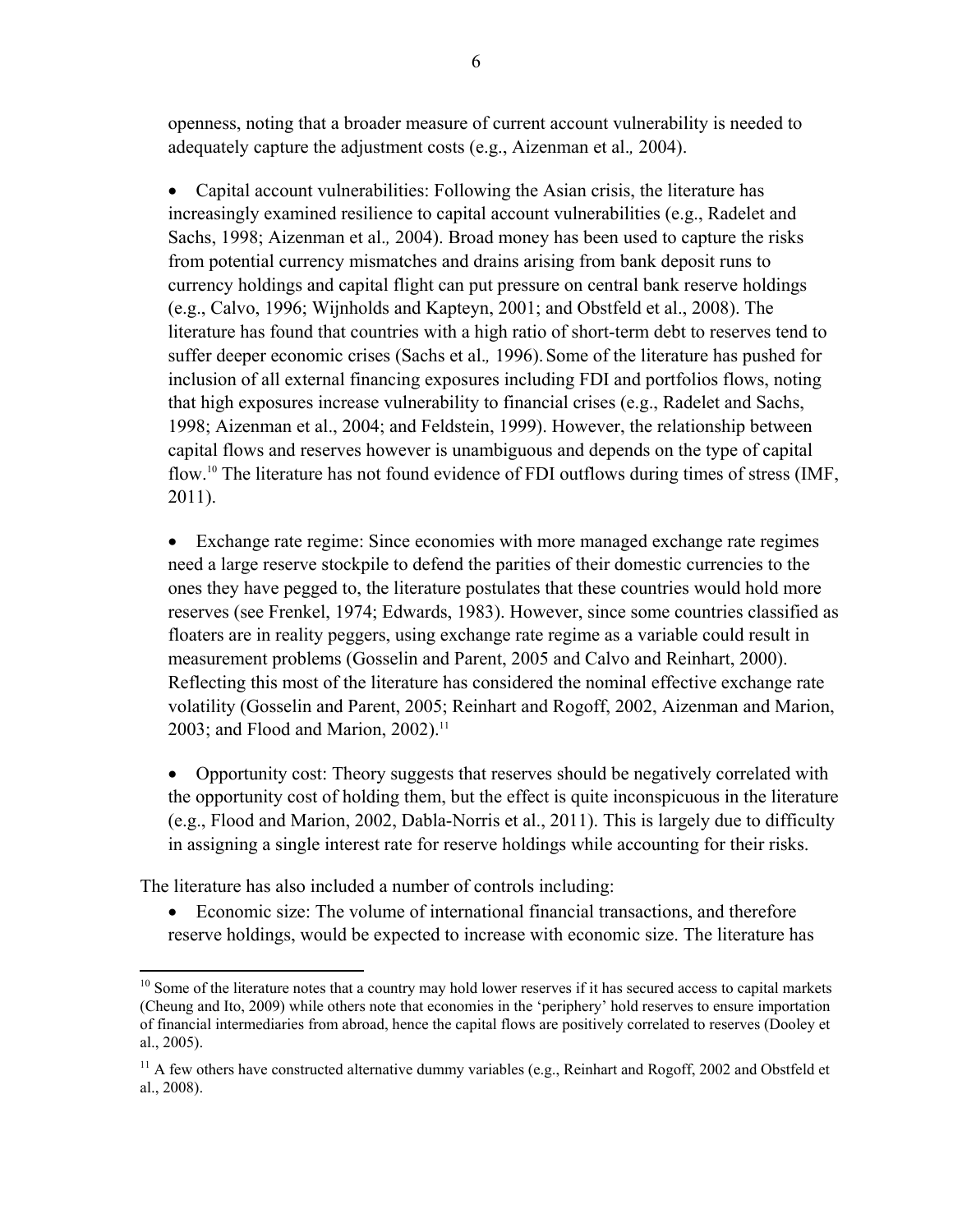openness, noting that a broader measure of current account vulnerability is needed to adequately capture the adjustment costs (e.g., Aizenman et al*.,* 2004).

- Capital account vulnerabilities: Following the Asian crisis, the literature has increasingly examined resilience to capital account vulnerabilities (e.g., Radelet and Sachs, 1998; Aizenman et al*.,* 2004). Broad money has been used to capture the risks from potential currency mismatches and drains arising from bank deposit runs to currency holdings and capital flight can put pressure on central bank reserve holdings (e.g., Calvo, 1996; Wijnholds and Kapteyn, 2001; and Obstfeld et al., 2008). The literature has found that countries with a high ratio of short-term debt to reserves tend to suffer deeper economic crises (Sachs et al*.,* 1996). Some of the literature has pushed for inclusion of all external financing exposures including FDI and portfolios flows, noting that high exposures increase vulnerability to financial crises (e.g., Radelet and Sachs, 1998; Aizenman et al., 2004; and Feldstein, 1999). However, the relationship between capital flows and reserves however is unambiguous and depends on the type of capital flow.[10] The literature has not found evidence of FDI outflows during times of stress (IMF, 2011).

- Exchange rate regime: Since economies with more managed exchange rate regimes need a large reserve stockpile to defend the parities of their domestic currencies to the ones they have pegged to, the literature postulates that these countries would hold more reserves (see Frenkel, 1974; Edwards, 1983). However, since some countries classified as floaters are in reality peggers, using exchange rate regime as a variable could result in measurement problems (Gosselin and Parent, 2005 and Calvo and Reinhart, 2000). Reflecting this most of the literature has considered the nominal effective exchange rate volatility (Gosselin and Parent, 2005; Reinhart and Rogoff, 2002, Aizenman and Marion, 2003; and Flood and Marion, 2002).[11]

- Opportunity cost: Theory suggests that reserves should be negatively correlated with the opportunity cost of holding them, but the effect is quite inconspicuous in the literature (e.g., Flood and Marion, 2002, Dabla-Norris et al., 2011). This is largely due to difficulty in assigning a single interest rate for reserve holdings while accounting for their risks.

The literature has also included a number of controls including:

- Economic size: The volume of international financial transactions, and therefore reserve holdings, would be expected to increase with economic size. The literature has

---

[10] Some of the literature notes that a country may hold lower reserves if it has secured access to capital markets (Cheung and Ito, 2009) while others note that economies in the 'periphery' hold reserves to ensure importation of financial intermediaries from abroad, hence the capital flows are positively correlated to reserves (Dooley et al., 2005).

[11] A few others have constructed alternative dummy variables (e.g., Reinhart and Rogoff, 2002 and Obstfeld et al., 2008).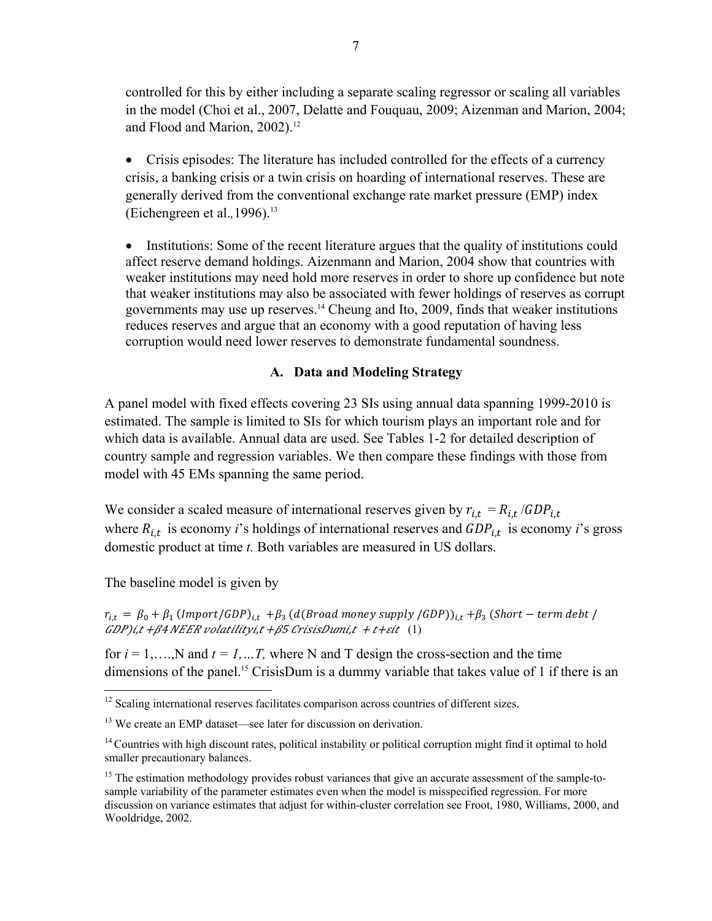controlled for this by either including a separate scaling regressor or scaling all variables in the model (Choi et al., 2007, Delatte and Fouquau, 2009; Aizenman and Marion, 2004; and Flood and Marion, 2002).[12]

- Crisis episodes: The literature has included controlled for the effects of a currency crisis, a banking crisis or a twin crisis on hoarding of international reserves. These are generally derived from the conventional exchange rate market pressure (EMP) index (Eichengreen et al., 1996).[13]

- Institutions: Some of the recent literature argues that the quality of institutions could affect reserve demand holdings. Aizenmann and Marion, 2004 show that countries with weaker institutions may need hold more reserves in order to shore up confidence but note that weaker institutions may also be associated with fewer holdings of reserves as corrupt governments may use up reserves.[14] Cheung and Ito, 2009, finds that weaker institutions reduces reserves and argue that an economy with a good reputation of having less corruption would need lower reserves to demonstrate fundamental soundness.

### A. Data and Modeling Strategy

A panel model with fixed effects covering 23 SIs using annual data spanning 1999-2010 is estimated. The sample is limited to SIs for which tourism plays an important role and for which data is available. Annual data are used. See Tables 1-2 for detailed description of country sample and regression variables. We then compare these findings with those from model with 45 EMs spanning the same period.

We consider a scaled measure of international reserves given by $r_{i,t} = R_{i,t} / GDP_{i,t}$ where $R_{i,t}$ is economy *i*'s holdings of international reserves and $GDP_{i,t}$ is economy *i*'s gross domestic product at time *t.* Both variables are measured in US dollars.

The baseline model is given by

$$r_{i,t} = \beta_0 + \beta_1 (Import/GDP)_{i,t} + \beta_3 (d(Broad\ money\ supply\ /GDP))_{i,t} + \beta_3 (Short-term\ debt / GDP)_{i,t} + \beta_4\ NEER\ volatility_{i,t} + \beta_5\ CrisisDum_{i,t} + t + \varepsilon_{it} \quad (1)$$

for $i = 1,\ldots,N$ and $t = 1,\ldots T,$ where N and T design the cross-section and the time dimensions of the panel.[15] CrisisDum is a dummy variable that takes value of 1 if there is an

---

[12] Scaling international reserves facilitates comparison across countries of different sizes.

[13] We create an EMP dataset—see later for discussion on derivation.

[14] Countries with high discount rates, political instability or political corruption might find it optimal to hold smaller precautionary balances.

[15] The estimation methodology provides robust variances that give an accurate assessment of the sample-to-sample variability of the parameter estimates even when the model is misspecified regression. For more discussion on variance estimates that adjust for within-cluster correlation see Froot, 1980, Williams, 2000, and Wooldridge, 2002.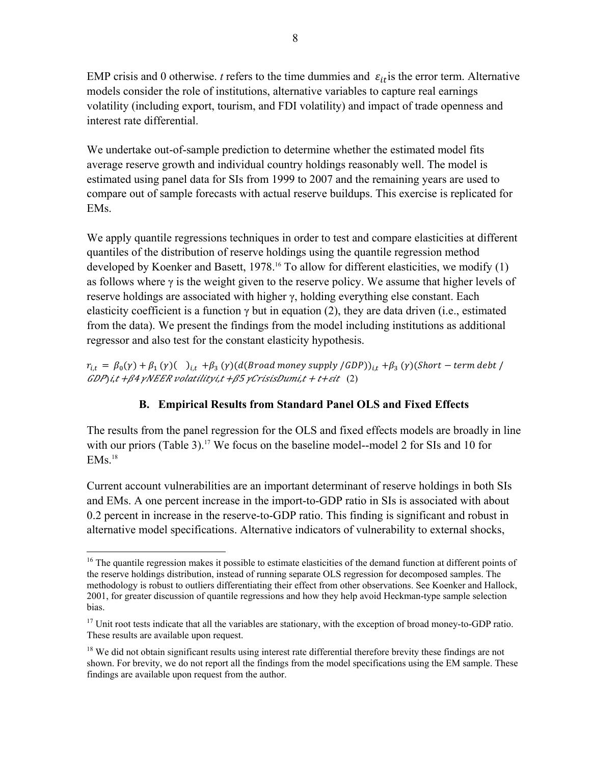EMP crisis and 0 otherwise. *t* refers to the time dummies and $\varepsilon_{it}$ is the error term. Alternative models consider the role of institutions, alternative variables to capture real earnings volatility (including export, tourism, and FDI volatility) and impact of trade openness and interest rate differential.

We undertake out-of-sample prediction to determine whether the estimated model fits average reserve growth and individual country holdings reasonably well. The model is estimated using panel data for SIs from 1999 to 2007 and the remaining years are used to compare out of sample forecasts with actual reserve buildups. This exercise is replicated for EMs.

We apply quantile regressions techniques in order to test and compare elasticities at different quantiles of the distribution of reserve holdings using the quantile regression method developed by Koenker and Basett, 1978.[16] To allow for different elasticities, we modify (1) as follows where γ is the weight given to the reserve policy. We assume that higher levels of reserve holdings are associated with higher γ, holding everything else constant. Each elasticity coefficient is a function γ but in equation (2), they are data driven (i.e., estimated from the data). We present the findings from the model including institutions as additional regressor and also test for the constant elasticity hypothesis.

$$r_{i,t} = \beta_0(\gamma) + \beta_1(\gamma)(\quad)_{i,t} + \beta_3(\gamma)(d(Broad\ money\ supply\ /GDP))_{i,t} + \beta_3(\gamma)(Short-term\ debt\ / GDP)_{i,t} + \beta_4\gamma NEER\ volatility_{i,t} + \beta_5\gamma CrisisDum_{i,t} + t + \varepsilon_{it} \quad (2)$$

### B. Empirical Results from Standard Panel OLS and Fixed Effects

The results from the panel regression for the OLS and fixed effects models are broadly in line with our priors (Table 3).[17] We focus on the baseline model--model 2 for SIs and 10 for EMs.[18]

Current account vulnerabilities are an important determinant of reserve holdings in both SIs and EMs. A one percent increase in the import-to-GDP ratio in SIs is associated with about 0.2 percent in increase in the reserve-to-GDP ratio. This finding is significant and robust in alternative model specifications. Alternative indicators of vulnerability to external shocks,

---

[16] The quantile regression makes it possible to estimate elasticities of the demand function at different points of the reserve holdings distribution, instead of running separate OLS regression for decomposed samples. The methodology is robust to outliers differentiating their effect from other observations. See Koenker and Hallock, 2001, for greater discussion of quantile regressions and how they help avoid Heckman-type sample selection bias.

[17] Unit root tests indicate that all the variables are stationary, with the exception of broad money-to-GDP ratio. These results are available upon request.

[18] We did not obtain significant results using interest rate differential therefore brevity these findings are not shown. For brevity, we do not report all the findings from the model specifications using the EM sample. These findings are available upon request from the author.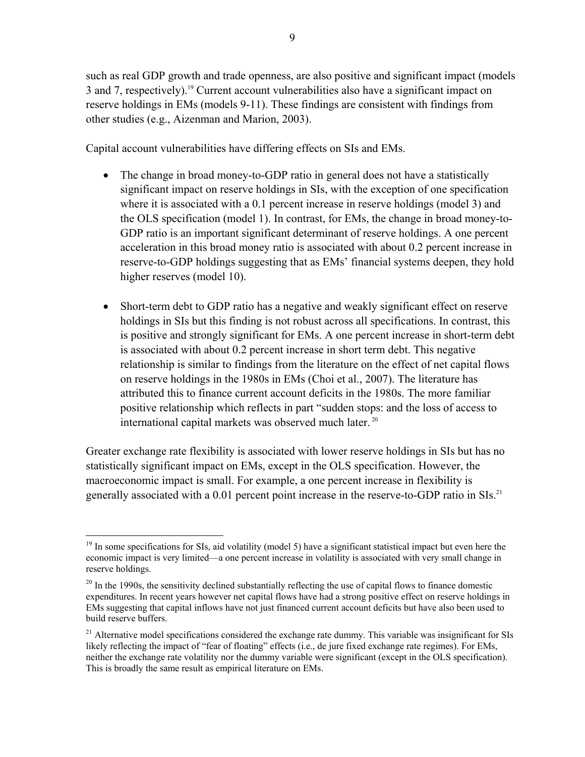such as real GDP growth and trade openness, are also positive and significant impact (models 3 and 7, respectively).[19] Current account vulnerabilities also have a significant impact on reserve holdings in EMs (models 9-11). These findings are consistent with findings from other studies (e.g., Aizenman and Marion, 2003).

Capital account vulnerabilities have differing effects on SIs and EMs.

- The change in broad money-to-GDP ratio in general does not have a statistically significant impact on reserve holdings in SIs, with the exception of one specification where it is associated with a 0.1 percent increase in reserve holdings (model 3) and the OLS specification (model 1). In contrast, for EMs, the change in broad money-to-GDP ratio is an important significant determinant of reserve holdings. A one percent acceleration in this broad money ratio is associated with about 0.2 percent increase in reserve-to-GDP holdings suggesting that as EMs' financial systems deepen, they hold higher reserves (model 10).

- Short-term debt to GDP ratio has a negative and weakly significant effect on reserve holdings in SIs but this finding is not robust across all specifications. In contrast, this is positive and strongly significant for EMs. A one percent increase in short-term debt is associated with about 0.2 percent increase in short term debt. This negative relationship is similar to findings from the literature on the effect of net capital flows on reserve holdings in the 1980s in EMs (Choi et al., 2007). The literature has attributed this to finance current account deficits in the 1980s. The more familiar positive relationship which reflects in part "sudden stops: and the loss of access to international capital markets was observed much later.[20]

Greater exchange rate flexibility is associated with lower reserve holdings in SIs but has no statistically significant impact on EMs, except in the OLS specification. However, the macroeconomic impact is small. For example, a one percent increase in flexibility is generally associated with a 0.01 percent point increase in the reserve-to-GDP ratio in SIs.[21]

---

[19] In some specifications for SIs, aid volatility (model 5) have a significant statistical impact but even here the economic impact is very limited—a one percent increase in volatility is associated with very small change in reserve holdings.

[20] In the 1990s, the sensitivity declined substantially reflecting the use of capital flows to finance domestic expenditures. In recent years however net capital flows have had a strong positive effect on reserve holdings in EMs suggesting that capital inflows have not just financed current account deficits but have also been used to build reserve buffers.

[21] Alternative model specifications considered the exchange rate dummy. This variable was insignificant for SIs likely reflecting the impact of "fear of floating" effects (i.e., de jure fixed exchange rate regimes). For EMs, neither the exchange rate volatility nor the dummy variable were significant (except in the OLS specification). This is broadly the same result as empirical literature on EMs.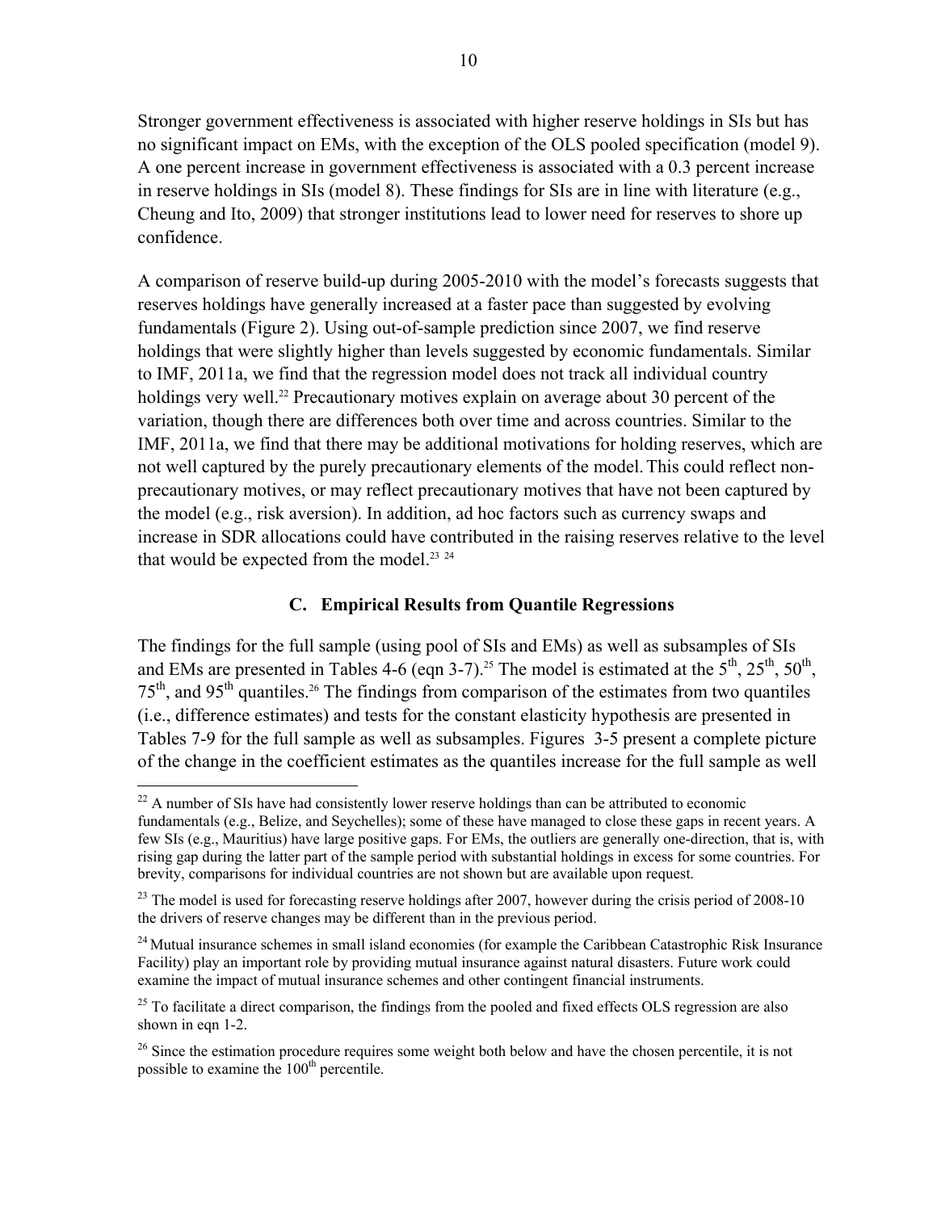Stronger government effectiveness is associated with higher reserve holdings in SIs but has no significant impact on EMs, with the exception of the OLS pooled specification (model 9). A one percent increase in government effectiveness is associated with a 0.3 percent increase in reserve holdings in SIs (model 8). These findings for SIs are in line with literature (e.g., Cheung and Ito, 2009) that stronger institutions lead to lower need for reserves to shore up confidence.

A comparison of reserve build-up during 2005-2010 with the model's forecasts suggests that reserves holdings have generally increased at a faster pace than suggested by evolving fundamentals (Figure 2). Using out-of-sample prediction since 2007, we find reserve holdings that were slightly higher than levels suggested by economic fundamentals. Similar to IMF, 2011a, we find that the regression model does not track all individual country holdings very well.[22] Precautionary motives explain on average about 30 percent of the variation, though there are differences both over time and across countries. Similar to the IMF, 2011a, we find that there may be additional motivations for holding reserves, which are not well captured by the purely precautionary elements of the model. This could reflect non-precautionary motives, or may reflect precautionary motives that have not been captured by the model (e.g., risk aversion). In addition, ad hoc factors such as currency swaps and increase in SDR allocations could have contributed in the raising reserves relative to the level that would be expected from the model.[23] [24]

## C. Empirical Results from Quantile Regressions

The findings for the full sample (using pool of SIs and EMs) as well as subsamples of SIs and EMs are presented in Tables 4-6 (eqn 3-7).[25] The model is estimated at the 5th, 25th, 50th, 75th, and 95th quantiles.[26] The findings from comparison of the estimates from two quantiles (i.e., difference estimates) and tests for the constant elasticity hypothesis are presented in Tables 7-9 for the full sample as well as subsamples. Figures 3-5 present a complete picture of the change in the coefficient estimates as the quantiles increase for the full sample as well

---

[22] A number of SIs have had consistently lower reserve holdings than can be attributed to economic fundamentals (e.g., Belize, and Seychelles); some of these have managed to close these gaps in recent years. A few SIs (e.g., Mauritius) have large positive gaps. For EMs, the outliers are generally one-direction, that is, with rising gap during the latter part of the sample period with substantial holdings in excess for some countries. For brevity, comparisons for individual countries are not shown but are available upon request.

[23] The model is used for forecasting reserve holdings after 2007, however during the crisis period of 2008-10 the drivers of reserve changes may be different than in the previous period.

[24] Mutual insurance schemes in small island economies (for example the Caribbean Catastrophic Risk Insurance Facility) play an important role by providing mutual insurance against natural disasters. Future work could examine the impact of mutual insurance schemes and other contingent financial instruments.

[25] To facilitate a direct comparison, the findings from the pooled and fixed effects OLS regression are also shown in eqn 1-2.

[26] Since the estimation procedure requires some weight both below and have the chosen percentile, it is not possible to examine the 100th percentile.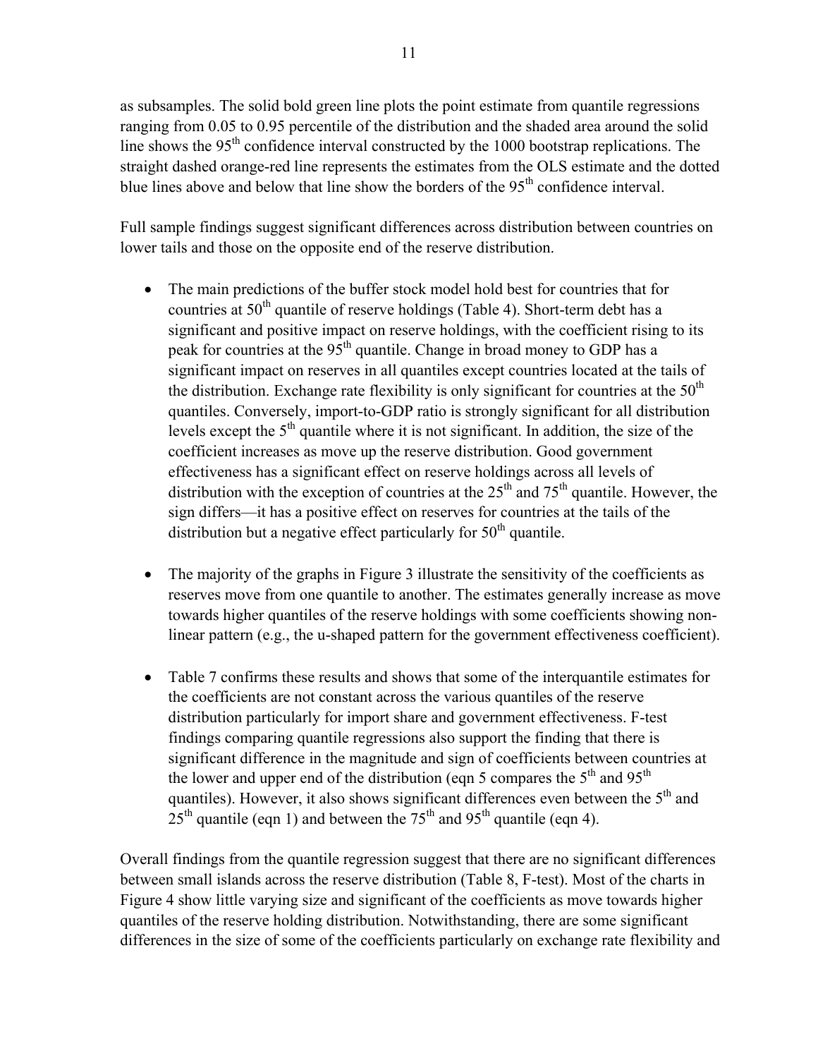as subsamples. The solid bold green line plots the point estimate from quantile regressions ranging from 0.05 to 0.95 percentile of the distribution and the shaded area around the solid line shows the 95th confidence interval constructed by the 1000 bootstrap replications. The straight dashed orange-red line represents the estimates from the OLS estimate and the dotted blue lines above and below that line show the borders of the 95th confidence interval.

Full sample findings suggest significant differences across distribution between countries on lower tails and those on the opposite end of the reserve distribution.

- The main predictions of the buffer stock model hold best for countries that for countries at 50th quantile of reserve holdings (Table 4). Short-term debt has a significant and positive impact on reserve holdings, with the coefficient rising to its peak for countries at the 95th quantile. Change in broad money to GDP has a significant impact on reserves in all quantiles except countries located at the tails of the distribution. Exchange rate flexibility is only significant for countries at the 50th quantiles. Conversely, import-to-GDP ratio is strongly significant for all distribution levels except the 5th quantile where it is not significant. In addition, the size of the coefficient increases as move up the reserve distribution. Good government effectiveness has a significant effect on reserve holdings across all levels of distribution with the exception of countries at the 25th and 75th quantile. However, the sign differs—it has a positive effect on reserves for countries at the tails of the distribution but a negative effect particularly for 50th quantile.

- The majority of the graphs in Figure 3 illustrate the sensitivity of the coefficients as reserves move from one quantile to another. The estimates generally increase as move towards higher quantiles of the reserve holdings with some coefficients showing non-linear pattern (e.g., the u-shaped pattern for the government effectiveness coefficient).

- Table 7 confirms these results and shows that some of the interquantile estimates for the coefficients are not constant across the various quantiles of the reserve distribution particularly for import share and government effectiveness. F-test findings comparing quantile regressions also support the finding that there is significant difference in the magnitude and sign of coefficients between countries at the lower and upper end of the distribution (eqn 5 compares the 5th and 95th quantiles). However, it also shows significant differences even between the 5th and 25th quantile (eqn 1) and between the 75th and 95th quantile (eqn 4).

Overall findings from the quantile regression suggest that there are no significant differences between small islands across the reserve distribution (Table 8, F-test). Most of the charts in Figure 4 show little varying size and significant of the coefficients as move towards higher quantiles of the reserve holding distribution. Notwithstanding, there are some significant differences in the size of some of the coefficients particularly on exchange rate flexibility and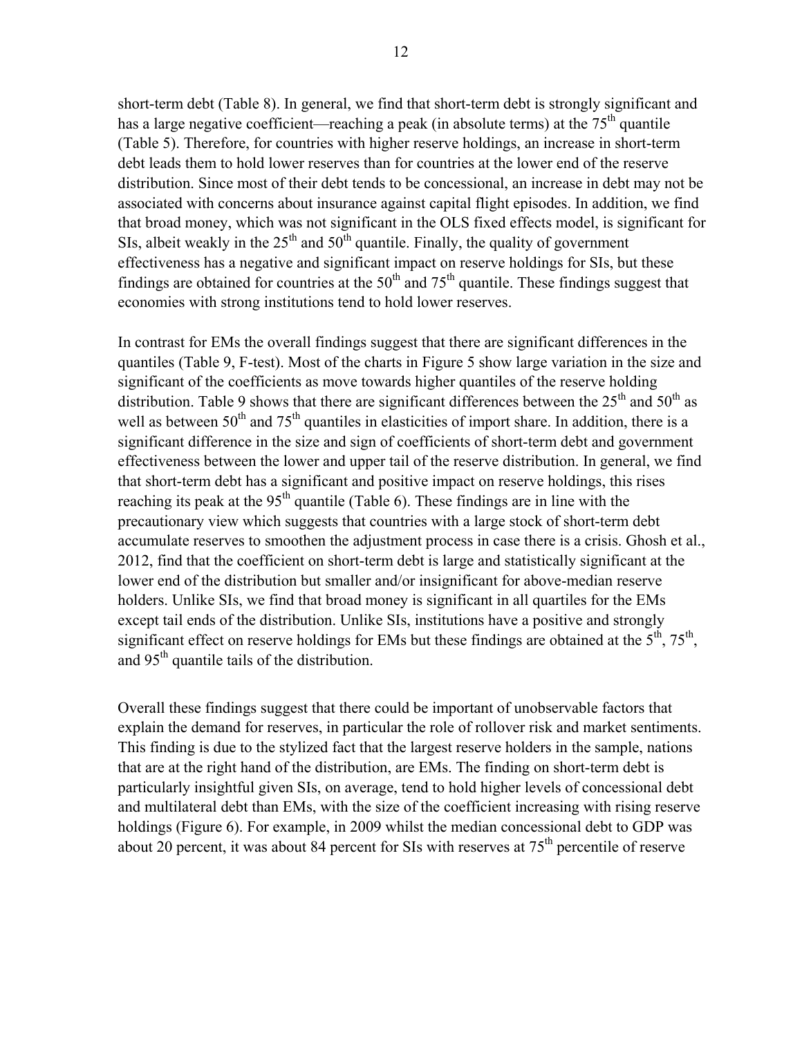short-term debt (Table 8). In general, we find that short-term debt is strongly significant and has a large negative coefficient—reaching a peak (in absolute terms) at the 75th quantile (Table 5). Therefore, for countries with higher reserve holdings, an increase in short-term debt leads them to hold lower reserves than for countries at the lower end of the reserve distribution. Since most of their debt tends to be concessional, an increase in debt may not be associated with concerns about insurance against capital flight episodes. In addition, we find that broad money, which was not significant in the OLS fixed effects model, is significant for SIs, albeit weakly in the 25th and 50th quantile. Finally, the quality of government effectiveness has a negative and significant impact on reserve holdings for SIs, but these findings are obtained for countries at the 50th and 75th quantile. These findings suggest that economies with strong institutions tend to hold lower reserves.

In contrast for EMs the overall findings suggest that there are significant differences in the quantiles (Table 9, F-test). Most of the charts in Figure 5 show large variation in the size and significant of the coefficients as move towards higher quantiles of the reserve holding distribution. Table 9 shows that there are significant differences between the 25th and 50th as well as between 50th and 75th quantiles in elasticities of import share. In addition, there is a significant difference in the size and sign of coefficients of short-term debt and government effectiveness between the lower and upper tail of the reserve distribution. In general, we find that short-term debt has a significant and positive impact on reserve holdings, this rises reaching its peak at the 95th quantile (Table 6). These findings are in line with the precautionary view which suggests that countries with a large stock of short-term debt accumulate reserves to smoothen the adjustment process in case there is a crisis. Ghosh et al., 2012, find that the coefficient on short-term debt is large and statistically significant at the lower end of the distribution but smaller and/or insignificant for above-median reserve holders. Unlike SIs, we find that broad money is significant in all quartiles for the EMs except tail ends of the distribution. Unlike SIs, institutions have a positive and strongly significant effect on reserve holdings for EMs but these findings are obtained at the 5th, 75th, and 95th quantile tails of the distribution.

Overall these findings suggest that there could be important of unobservable factors that explain the demand for reserves, in particular the role of rollover risk and market sentiments. This finding is due to the stylized fact that the largest reserve holders in the sample, nations that are at the right hand of the distribution, are EMs. The finding on short-term debt is particularly insightful given SIs, on average, tend to hold higher levels of concessional debt and multilateral debt than EMs, with the size of the coefficient increasing with rising reserve holdings (Figure 6). For example, in 2009 whilst the median concessional debt to GDP was about 20 percent, it was about 84 percent for SIs with reserves at 75th percentile of reserve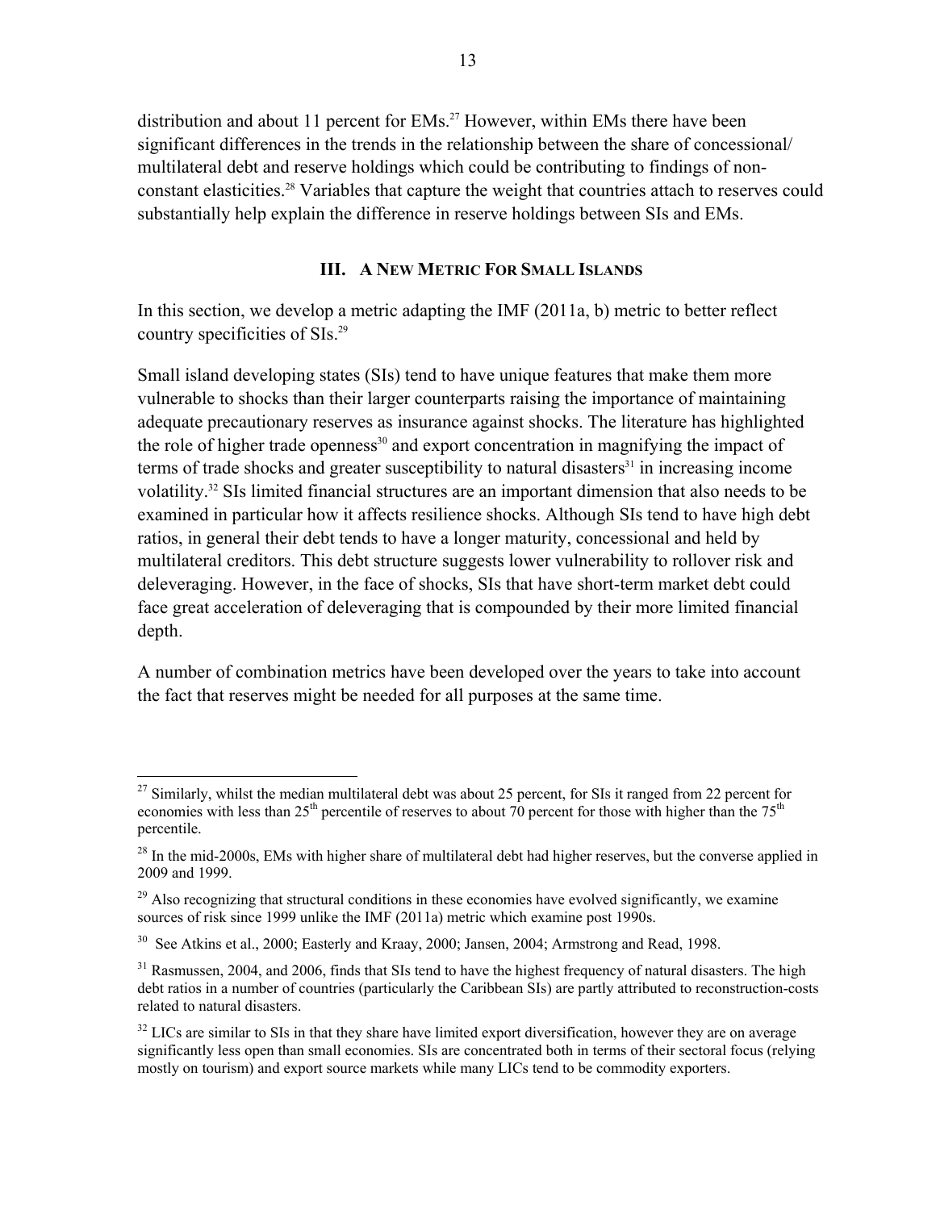distribution and about 11 percent for EMs.[27] However, within EMs there have been significant differences in the trends in the relationship between the share of concessional/ multilateral debt and reserve holdings which could be contributing to findings of non-constant elasticities.[28] Variables that capture the weight that countries attach to reserves could substantially help explain the difference in reserve holdings between SIs and EMs.

## III. A New Metric For Small Islands

In this section, we develop a metric adapting the IMF (2011a, b) metric to better reflect country specificities of SIs.[29]

Small island developing states (SIs) tend to have unique features that make them more vulnerable to shocks than their larger counterparts raising the importance of maintaining adequate precautionary reserves as insurance against shocks. The literature has highlighted the role of higher trade openness[30] and export concentration in magnifying the impact of terms of trade shocks and greater susceptibility to natural disasters[31] in increasing income volatility.[32] SIs limited financial structures are an important dimension that also needs to be examined in particular how it affects resilience shocks. Although SIs tend to have high debt ratios, in general their debt tends to have a longer maturity, concessional and held by multilateral creditors. This debt structure suggests lower vulnerability to rollover risk and deleveraging. However, in the face of shocks, SIs that have short-term market debt could face great acceleration of deleveraging that is compounded by their more limited financial depth.

A number of combination metrics have been developed over the years to take into account the fact that reserves might be needed for all purposes at the same time.

---

[27] Similarly, whilst the median multilateral debt was about 25 percent, for SIs it ranged from 22 percent for economies with less than 25th percentile of reserves to about 70 percent for those with higher than the 75th percentile.

[28] In the mid-2000s, EMs with higher share of multilateral debt had higher reserves, but the converse applied in 2009 and 1999.

[29] Also recognizing that structural conditions in these economies have evolved significantly, we examine sources of risk since 1999 unlike the IMF (2011a) metric which examine post 1990s.

[30] See Atkins et al., 2000; Easterly and Kraay, 2000; Jansen, 2004; Armstrong and Read, 1998.

[31] Rasmussen, 2004, and 2006, finds that SIs tend to have the highest frequency of natural disasters. The high debt ratios in a number of countries (particularly the Caribbean SIs) are partly attributed to reconstruction-costs related to natural disasters.

[32] LICs are similar to SIs in that they share have limited export diversification, however they are on average significantly less open than small economies. SIs are concentrated both in terms of their sectoral focus (relying mostly on tourism) and export source markets while many LICs tend to be commodity exporters.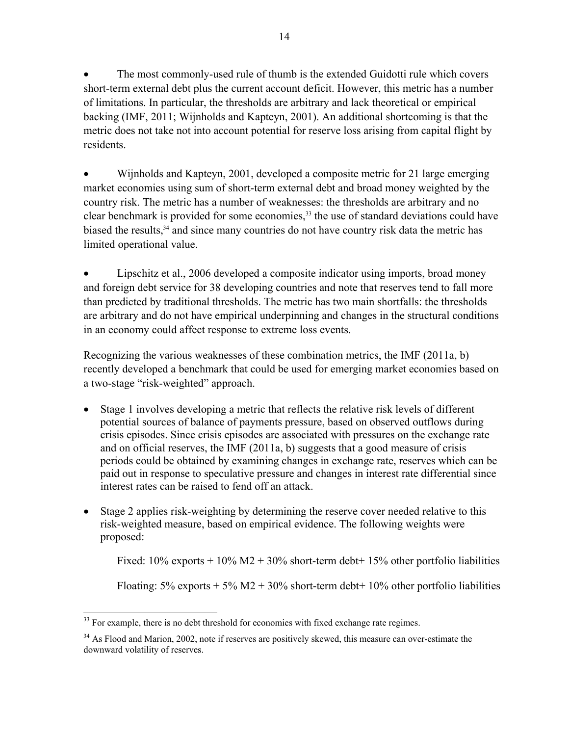- The most commonly-used rule of thumb is the extended Guidotti rule which covers short-term external debt plus the current account deficit. However, this metric has a number of limitations. In particular, the thresholds are arbitrary and lack theoretical or empirical backing (IMF, 2011; Wijnholds and Kapteyn, 2001). An additional shortcoming is that the metric does not take not into account potential for reserve loss arising from capital flight by residents.

- Wijnholds and Kapteyn, 2001, developed a composite metric for 21 large emerging market economies using sum of short-term external debt and broad money weighted by the country risk. The metric has a number of weaknesses: the thresholds are arbitrary and no clear benchmark is provided for some economies,[33] the use of standard deviations could have biased the results,[34] and since many countries do not have country risk data the metric has limited operational value.

- Lipschitz et al., 2006 developed a composite indicator using imports, broad money and foreign debt service for 38 developing countries and note that reserves tend to fall more than predicted by traditional thresholds. The metric has two main shortfalls: the thresholds are arbitrary and do not have empirical underpinning and changes in the structural conditions in an economy could affect response to extreme loss events.

Recognizing the various weaknesses of these combination metrics, the IMF (2011a, b) recently developed a benchmark that could be used for emerging market economies based on a two-stage "risk-weighted" approach.

- Stage 1 involves developing a metric that reflects the relative risk levels of different potential sources of balance of payments pressure, based on observed outflows during crisis episodes. Since crisis episodes are associated with pressures on the exchange rate and on official reserves, the IMF (2011a, b) suggests that a good measure of crisis periods could be obtained by examining changes in exchange rate, reserves which can be paid out in response to speculative pressure and changes in interest rate differential since interest rates can be raised to fend off an attack.

- Stage 2 applies risk-weighting by determining the reserve cover needed relative to this risk-weighted measure, based on empirical evidence. The following weights were proposed:

  Fixed: 10% exports + 10% M2 + 30% short-term debt+ 15% other portfolio liabilities

  Floating: 5% exports + 5% M2 + 30% short-term debt+ 10% other portfolio liabilities

---

[33] For example, there is no debt threshold for economies with fixed exchange rate regimes.

[34] As Flood and Marion, 2002, note if reserves are positively skewed, this measure can over-estimate the downward volatility of reserves.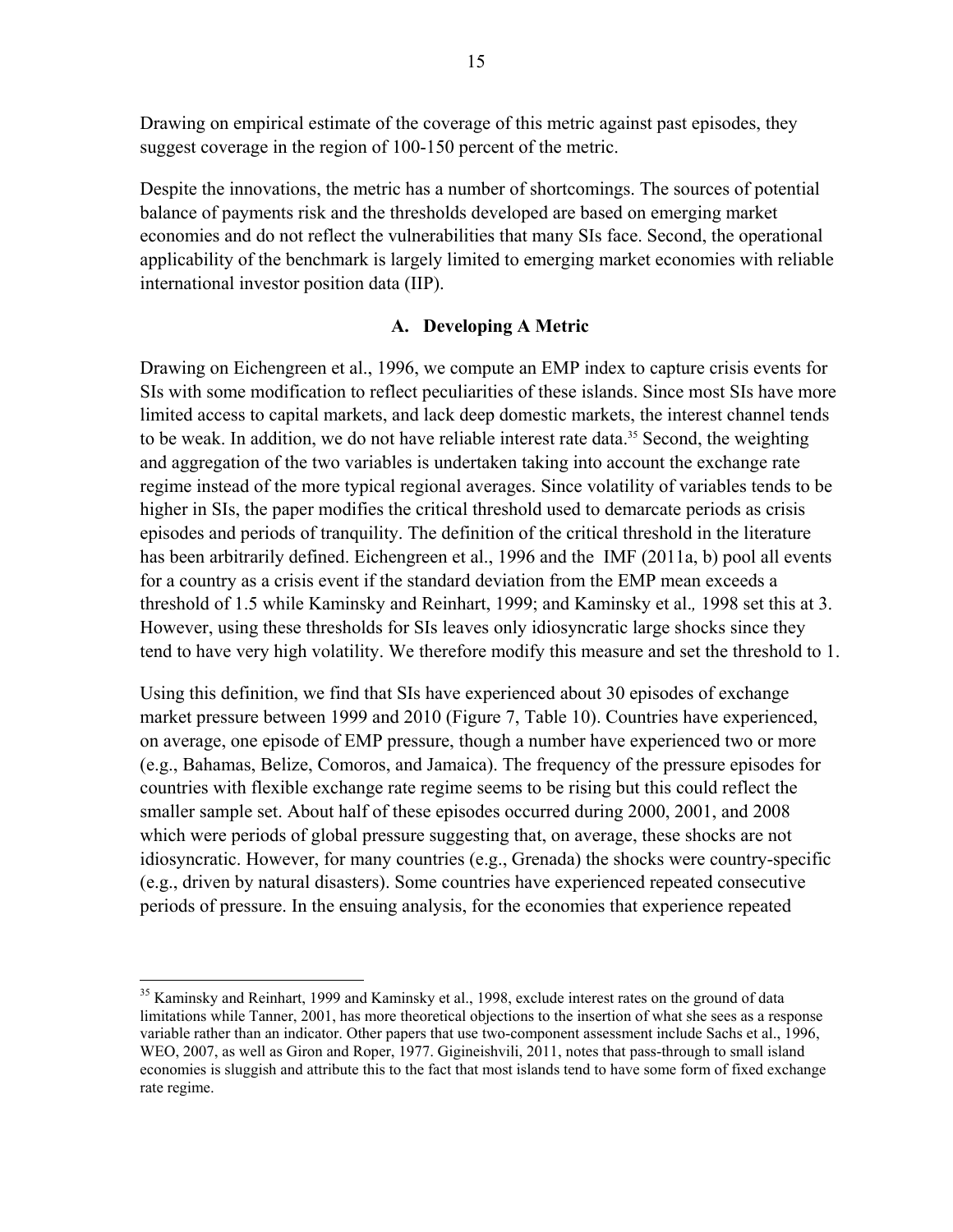Drawing on empirical estimate of the coverage of this metric against past episodes, they suggest coverage in the region of 100-150 percent of the metric.

Despite the innovations, the metric has a number of shortcomings. The sources of potential balance of payments risk and the thresholds developed are based on emerging market economies and do not reflect the vulnerabilities that many SIs face. Second, the operational applicability of the benchmark is largely limited to emerging market economies with reliable international investor position data (IIP).

### A. Developing A Metric

Drawing on Eichengreen et al., 1996, we compute an EMP index to capture crisis events for SIs with some modification to reflect peculiarities of these islands. Since most SIs have more limited access to capital markets, and lack deep domestic markets, the interest channel tends to be weak. In addition, we do not have reliable interest rate data.[35] Second, the weighting and aggregation of the two variables is undertaken taking into account the exchange rate regime instead of the more typical regional averages. Since volatility of variables tends to be higher in SIs, the paper modifies the critical threshold used to demarcate periods as crisis episodes and periods of tranquility. The definition of the critical threshold in the literature has been arbitrarily defined. Eichengreen et al., 1996 and the IMF (2011a, b) pool all events for a country as a crisis event if the standard deviation from the EMP mean exceeds a threshold of 1.5 while Kaminsky and Reinhart, 1999; and Kaminsky et al., 1998 set this at 3. However, using these thresholds for SIs leaves only idiosyncratic large shocks since they tend to have very high volatility. We therefore modify this measure and set the threshold to 1.

Using this definition, we find that SIs have experienced about 30 episodes of exchange market pressure between 1999 and 2010 (Figure 7, Table 10). Countries have experienced, on average, one episode of EMP pressure, though a number have experienced two or more (e.g., Bahamas, Belize, Comoros, and Jamaica). The frequency of the pressure episodes for countries with flexible exchange rate regime seems to be rising but this could reflect the smaller sample set. About half of these episodes occurred during 2000, 2001, and 2008 which were periods of global pressure suggesting that, on average, these shocks are not idiosyncratic. However, for many countries (e.g., Grenada) the shocks were country-specific (e.g., driven by natural disasters). Some countries have experienced repeated consecutive periods of pressure. In the ensuing analysis, for the economies that experience repeated

[35] Kaminsky and Reinhart, 1999 and Kaminsky et al., 1998, exclude interest rates on the ground of data limitations while Tanner, 2001, has more theoretical objections to the insertion of what she sees as a response variable rather than an indicator. Other papers that use two-component assessment include Sachs et al., 1996, WEO, 2007, as well as Giron and Roper, 1977. Gigineishvili, 2011, notes that pass-through to small island economies is sluggish and attribute this to the fact that most islands tend to have some form of fixed exchange rate regime.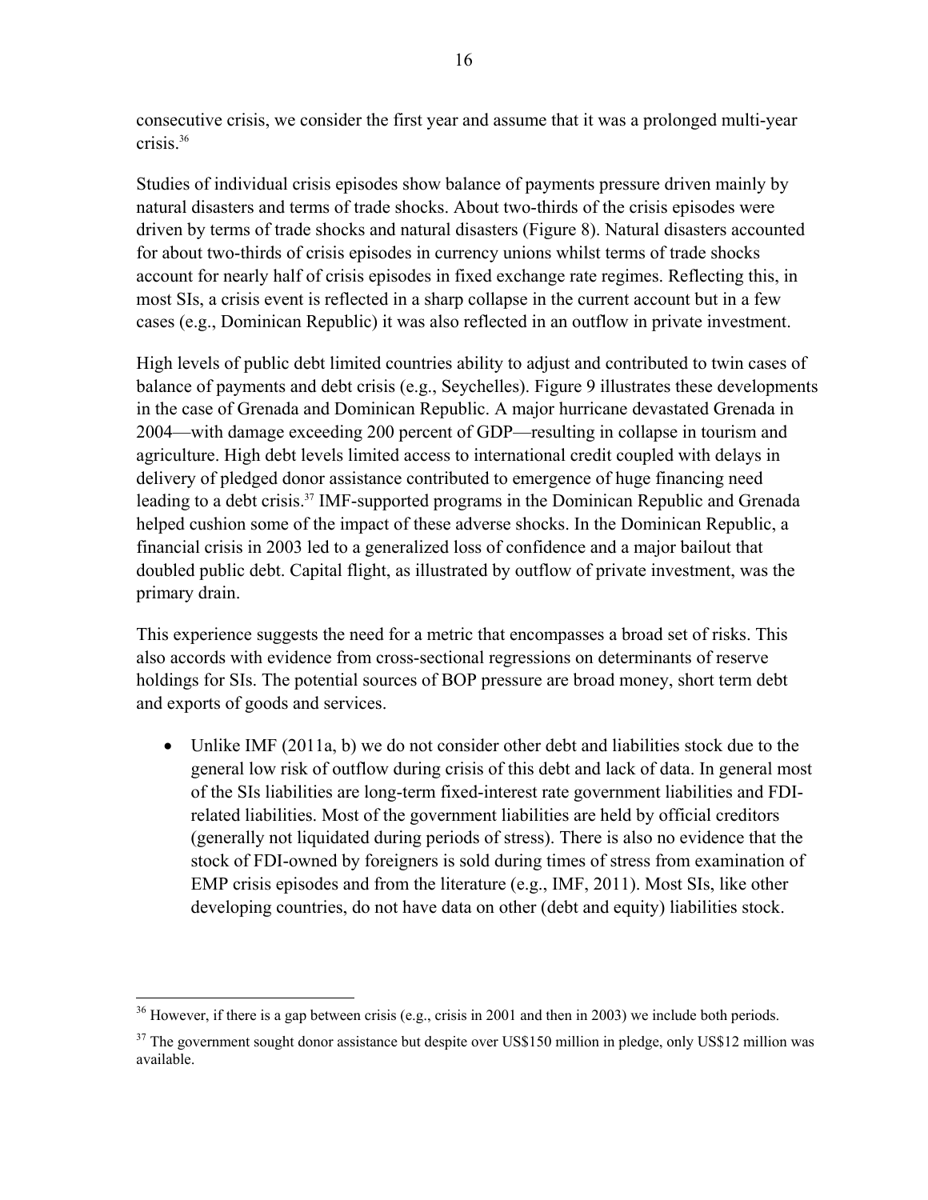consecutive crisis, we consider the first year and assume that it was a prolonged multi-year crisis.[36]

Studies of individual crisis episodes show balance of payments pressure driven mainly by natural disasters and terms of trade shocks. About two-thirds of the crisis episodes were driven by terms of trade shocks and natural disasters (Figure 8). Natural disasters accounted for about two-thirds of crisis episodes in currency unions whilst terms of trade shocks account for nearly half of crisis episodes in fixed exchange rate regimes. Reflecting this, in most SIs, a crisis event is reflected in a sharp collapse in the current account but in a few cases (e.g., Dominican Republic) it was also reflected in an outflow in private investment.

High levels of public debt limited countries ability to adjust and contributed to twin cases of balance of payments and debt crisis (e.g., Seychelles). Figure 9 illustrates these developments in the case of Grenada and Dominican Republic. A major hurricane devastated Grenada in 2004—with damage exceeding 200 percent of GDP—resulting in collapse in tourism and agriculture. High debt levels limited access to international credit coupled with delays in delivery of pledged donor assistance contributed to emergence of huge financing need leading to a debt crisis.[37] IMF-supported programs in the Dominican Republic and Grenada helped cushion some of the impact of these adverse shocks. In the Dominican Republic, a financial crisis in 2003 led to a generalized loss of confidence and a major bailout that doubled public debt. Capital flight, as illustrated by outflow of private investment, was the primary drain.

This experience suggests the need for a metric that encompasses a broad set of risks. This also accords with evidence from cross-sectional regressions on determinants of reserve holdings for SIs. The potential sources of BOP pressure are broad money, short term debt and exports of goods and services.

- Unlike IMF (2011a, b) we do not consider other debt and liabilities stock due to the general low risk of outflow during crisis of this debt and lack of data. In general most of the SIs liabilities are long-term fixed-interest rate government liabilities and FDI-related liabilities. Most of the government liabilities are held by official creditors (generally not liquidated during periods of stress). There is also no evidence that the stock of FDI-owned by foreigners is sold during times of stress from examination of EMP crisis episodes and from the literature (e.g., IMF, 2011). Most SIs, like other developing countries, do not have data on other (debt and equity) liabilities stock.

---

[36] However, if there is a gap between crisis (e.g., crisis in 2001 and then in 2003) we include both periods.

[37] The government sought donor assistance but despite over US$150 million in pledge, only US$12 million was available.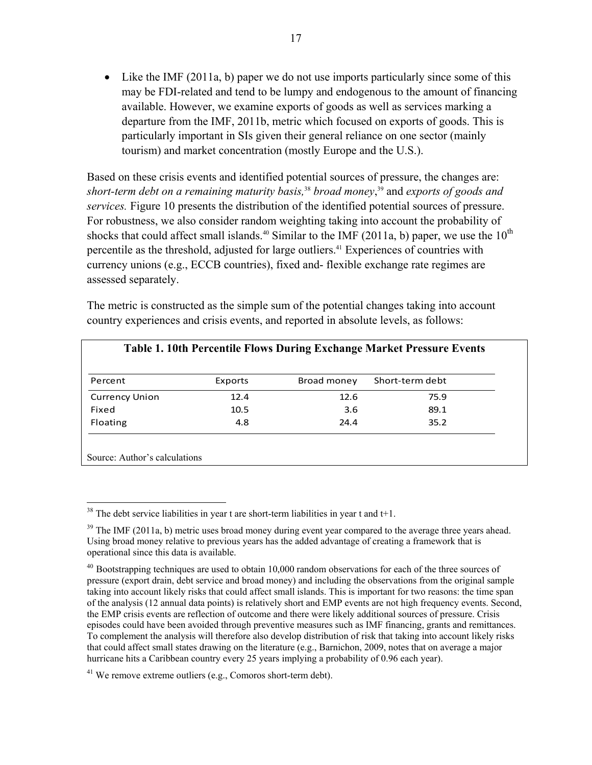- Like the IMF (2011a, b) paper we do not use imports particularly since some of this may be FDI-related and tend to be lumpy and endogenous to the amount of financing available. However, we examine exports of goods as well as services marking a departure from the IMF, 2011b, metric which focused on exports of goods. This is particularly important in SIs given their general reliance on one sector (mainly tourism) and market concentration (mostly Europe and the U.S.).

Based on these crisis events and identified potential sources of pressure, the changes are: *short-term debt on a remaining maturity basis,*[38] *broad money*,[39] and *exports of goods and services.* Figure 10 presents the distribution of the identified potential sources of pressure. For robustness, we also consider random weighting taking into account the probability of shocks that could affect small islands.[40] Similar to the IMF (2011a, b) paper, we use the 10$^{th}$ percentile as the threshold, adjusted for large outliers.[41] Experiences of countries with currency unions (e.g., ECCB countries), fixed and- flexible exchange rate regimes are assessed separately.

The metric is constructed as the simple sum of the potential changes taking into account country experiences and crisis events, and reported in absolute levels, as follows:

**Table 1. 10th Percentile Flows During Exchange Market Pressure Events**

| Percent | Exports | Broad money | Short-term debt |
|---|---|---|---|
| Currency Union | 12.4 | 12.6 | 75.9 |
| Fixed | 10.5 | 3.6 | 89.1 |
| Floating | 4.8 | 24.4 | 35.2 |

Source: Author's calculations

---

[38] The debt service liabilities in year t are short-term liabilities in year t and t+1.

[39] The IMF (2011a, b) metric uses broad money during event year compared to the average three years ahead. Using broad money relative to previous years has the added advantage of creating a framework that is operational since this data is available.

[40] Bootstrapping techniques are used to obtain 10,000 random observations for each of the three sources of pressure (export drain, debt service and broad money) and including the observations from the original sample taking into account likely risks that could affect small islands. This is important for two reasons: the time span of the analysis (12 annual data points) is relatively short and EMP events are not high frequency events. Second, the EMP crisis events are reflection of outcome and there were likely additional sources of pressure. Crisis episodes could have been avoided through preventive measures such as IMF financing, grants and remittances. To complement the analysis will therefore also develop distribution of risk that taking into account likely risks that could affect small states drawing on the literature (e.g., Barnichon, 2009, notes that on average a major hurricane hits a Caribbean country every 25 years implying a probability of 0.96 each year).

[41] We remove extreme outliers (e.g., Comoros short-term debt).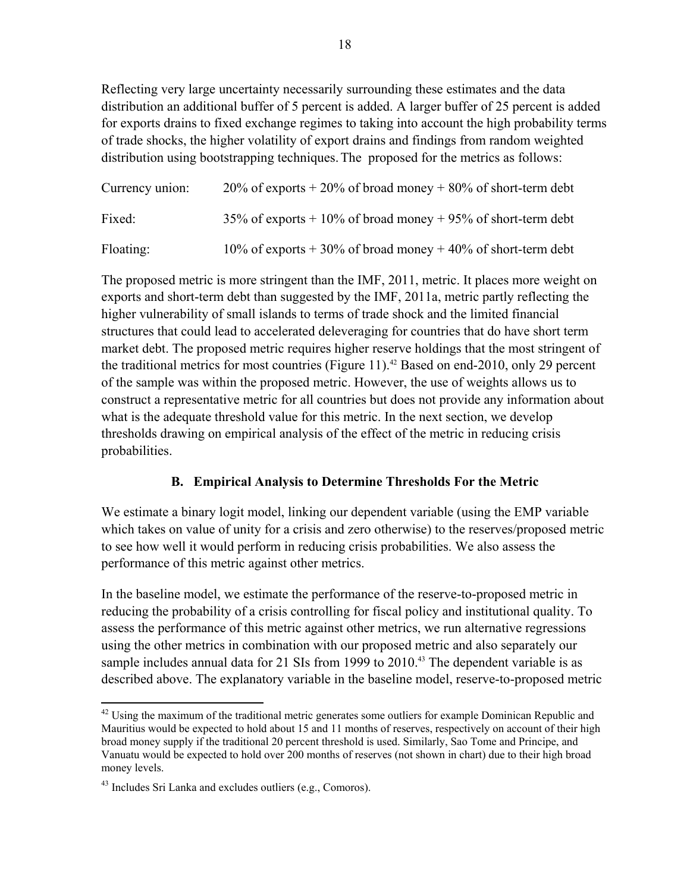Reflecting very large uncertainty necessarily surrounding these estimates and the data distribution an additional buffer of 5 percent is added. A larger buffer of 25 percent is added for exports drains to fixed exchange regimes to taking into account the high probability terms of trade shocks, the higher volatility of export drains and findings from random weighted distribution using bootstrapping techniques. The proposed for the metrics as follows:

Currency union: 20% of exports + 20% of broad money + 80% of short-term debt

Fixed: 35% of exports + 10% of broad money + 95% of short-term debt

Floating: 10% of exports + 30% of broad money + 40% of short-term debt

The proposed metric is more stringent than the IMF, 2011, metric. It places more weight on exports and short-term debt than suggested by the IMF, 2011a, metric partly reflecting the higher vulnerability of small islands to terms of trade shock and the limited financial structures that could lead to accelerated deleveraging for countries that do have short term market debt. The proposed metric requires higher reserve holdings that the most stringent of the traditional metrics for most countries (Figure 11).[42] Based on end-2010, only 29 percent of the sample was within the proposed metric. However, the use of weights allows us to construct a representative metric for all countries but does not provide any information about what is the adequate threshold value for this metric. In the next section, we develop thresholds drawing on empirical analysis of the effect of the metric in reducing crisis probabilities.

## B. Empirical Analysis to Determine Thresholds For the Metric

We estimate a binary logit model, linking our dependent variable (using the EMP variable which takes on value of unity for a crisis and zero otherwise) to the reserves/proposed metric to see how well it would perform in reducing crisis probabilities. We also assess the performance of this metric against other metrics.

In the baseline model, we estimate the performance of the reserve-to-proposed metric in reducing the probability of a crisis controlling for fiscal policy and institutional quality. To assess the performance of this metric against other metrics, we run alternative regressions using the other metrics in combination with our proposed metric and also separately our sample includes annual data for 21 SIs from 1999 to 2010.[43] The dependent variable is as described above. The explanatory variable in the baseline model, reserve-to-proposed metric

---

[42] Using the maximum of the traditional metric generates some outliers for example Dominican Republic and Mauritius would be expected to hold about 15 and 11 months of reserves, respectively on account of their high broad money supply if the traditional 20 percent threshold is used. Similarly, Sao Tome and Principe, and Vanuatu would be expected to hold over 200 months of reserves (not shown in chart) due to their high broad money levels.

[43] Includes Sri Lanka and excludes outliers (e.g., Comoros).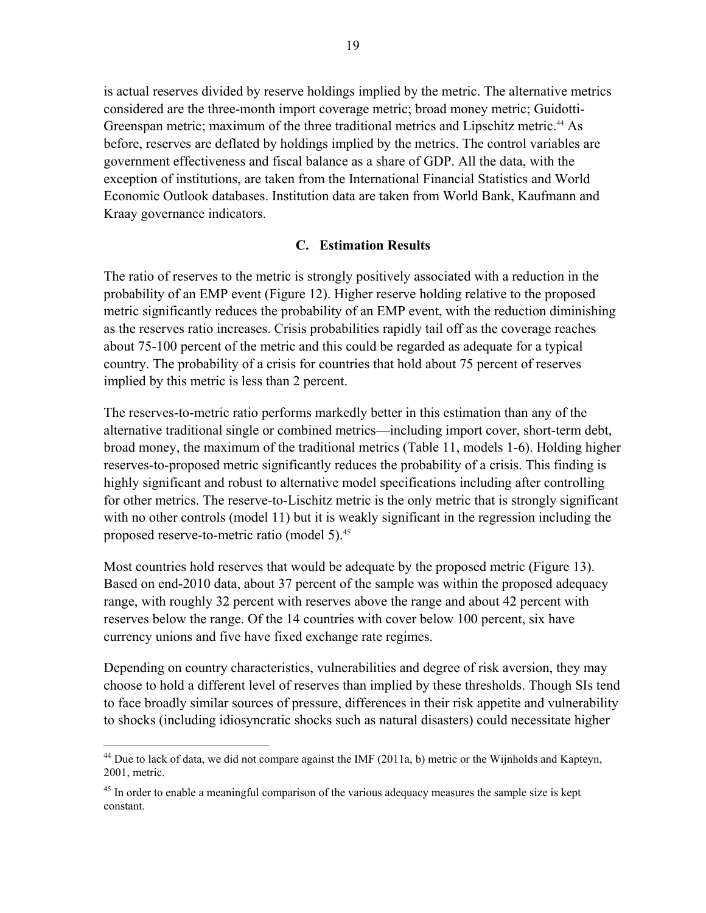is actual reserves divided by reserve holdings implied by the metric. The alternative metrics considered are the three-month import coverage metric; broad money metric; Guidotti-Greenspan metric; maximum of the three traditional metrics and Lipschitz metric.[44] As before, reserves are deflated by holdings implied by the metrics. The control variables are government effectiveness and fiscal balance as a share of GDP. All the data, with the exception of institutions, are taken from the International Financial Statistics and World Economic Outlook databases. Institution data are taken from World Bank, Kaufmann and Kraay governance indicators.

### C. Estimation Results

The ratio of reserves to the metric is strongly positively associated with a reduction in the probability of an EMP event (Figure 12). Higher reserve holding relative to the proposed metric significantly reduces the probability of an EMP event, with the reduction diminishing as the reserves ratio increases. Crisis probabilities rapidly tail off as the coverage reaches about 75-100 percent of the metric and this could be regarded as adequate for a typical country. The probability of a crisis for countries that hold about 75 percent of reserves implied by this metric is less than 2 percent.

The reserves-to-metric ratio performs markedly better in this estimation than any of the alternative traditional single or combined metrics—including import cover, short-term debt, broad money, the maximum of the traditional metrics (Table 11, models 1-6). Holding higher reserves-to-proposed metric significantly reduces the probability of a crisis. This finding is highly significant and robust to alternative model specifications including after controlling for other metrics. The reserve-to-Lischitz metric is the only metric that is strongly significant with no other controls (model 11) but it is weakly significant in the regression including the proposed reserve-to-metric ratio (model 5).[45]

Most countries hold reserves that would be adequate by the proposed metric (Figure 13). Based on end-2010 data, about 37 percent of the sample was within the proposed adequacy range, with roughly 32 percent with reserves above the range and about 42 percent with reserves below the range. Of the 14 countries with cover below 100 percent, six have currency unions and five have fixed exchange rate regimes.

Depending on country characteristics, vulnerabilities and degree of risk aversion, they may choose to hold a different level of reserves than implied by these thresholds. Though SIs tend to face broadly similar sources of pressure, differences in their risk appetite and vulnerability to shocks (including idiosyncratic shocks such as natural disasters) could necessitate higher

---

[44] Due to lack of data, we did not compare against the IMF (2011a, b) metric or the Wijnholds and Kapteyn, 2001, metric.

[45] In order to enable a meaningful comparison of the various adequacy measures the sample size is kept constant.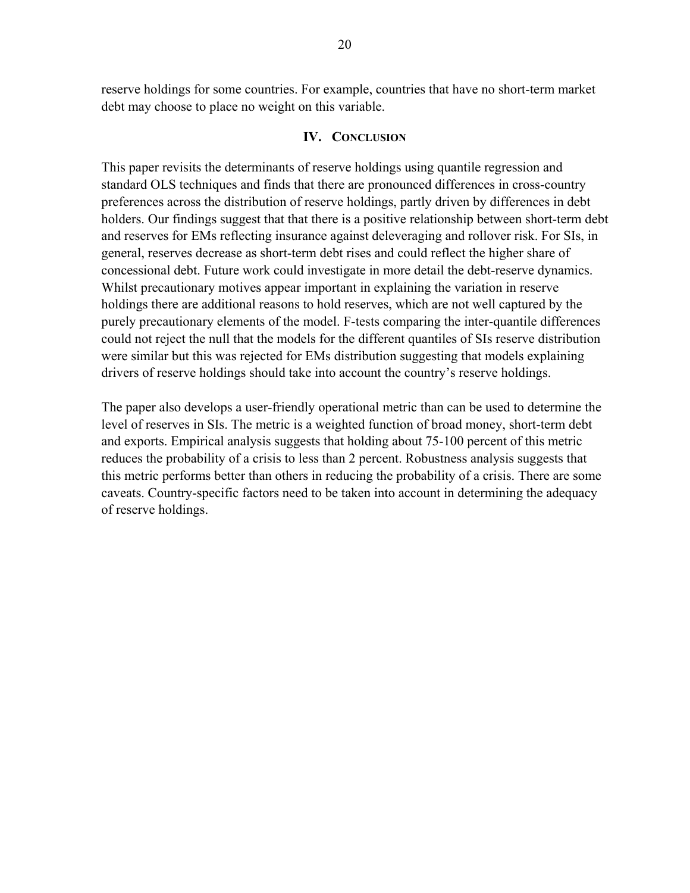reserve holdings for some countries. For example, countries that have no short-term market debt may choose to place no weight on this variable.

## IV. Conclusion

This paper revisits the determinants of reserve holdings using quantile regression and standard OLS techniques and finds that there are pronounced differences in cross-country preferences across the distribution of reserve holdings, partly driven by differences in debt holders. Our findings suggest that that there is a positive relationship between short-term debt and reserves for EMs reflecting insurance against deleveraging and rollover risk. For SIs, in general, reserves decrease as short-term debt rises and could reflect the higher share of concessional debt. Future work could investigate in more detail the debt-reserve dynamics. Whilst precautionary motives appear important in explaining the variation in reserve holdings there are additional reasons to hold reserves, which are not well captured by the purely precautionary elements of the model. F-tests comparing the inter-quantile differences could not reject the null that the models for the different quantiles of SIs reserve distribution were similar but this was rejected for EMs distribution suggesting that models explaining drivers of reserve holdings should take into account the country's reserve holdings.

The paper also develops a user-friendly operational metric than can be used to determine the level of reserves in SIs. The metric is a weighted function of broad money, short-term debt and exports. Empirical analysis suggests that holding about 75-100 percent of this metric reduces the probability of a crisis to less than 2 percent. Robustness analysis suggests that this metric performs better than others in reducing the probability of a crisis. There are some caveats. Country-specific factors need to be taken into account in determining the adequacy of reserve holdings.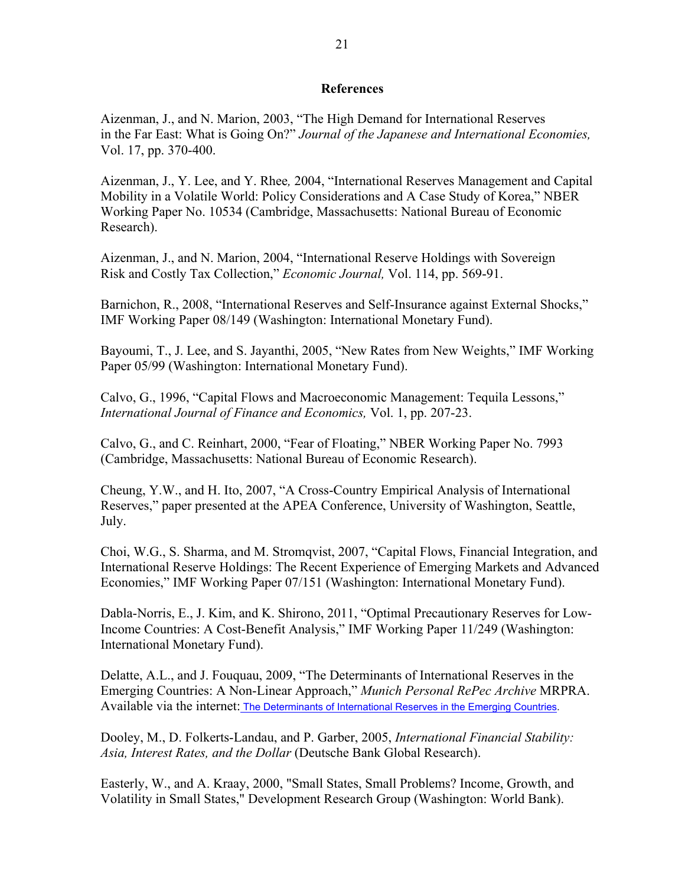## References

Aizenman, J., and N. Marion, 2003, "The High Demand for International Reserves in the Far East: What is Going On?" *Journal of the Japanese and International Economies,* Vol. 17, pp. 370-400.

Aizenman, J., Y. Lee, and Y. Rhee*,* 2004, "International Reserves Management and Capital Mobility in a Volatile World: Policy Considerations and A Case Study of Korea," NBER Working Paper No. 10534 (Cambridge, Massachusetts: National Bureau of Economic Research).

Aizenman, J., and N. Marion, 2004, "International Reserve Holdings with Sovereign Risk and Costly Tax Collection," *Economic Journal,* Vol. 114, pp. 569-91.

Barnichon, R., 2008, "International Reserves and Self-Insurance against External Shocks," IMF Working Paper 08/149 (Washington: International Monetary Fund).

Bayoumi, T., J. Lee, and S. Jayanthi, 2005, "New Rates from New Weights," IMF Working Paper 05/99 (Washington: International Monetary Fund).

Calvo, G., 1996, "Capital Flows and Macroeconomic Management: Tequila Lessons," *International Journal of Finance and Economics,* Vol. 1, pp. 207-23.

Calvo, G., and C. Reinhart, 2000, "Fear of Floating," NBER Working Paper No. 7993 (Cambridge, Massachusetts: National Bureau of Economic Research).

Cheung, Y.W., and H. Ito, 2007, "A Cross-Country Empirical Analysis of International Reserves," paper presented at the APEA Conference, University of Washington, Seattle, July.

Choi, W.G., S. Sharma, and M. Stromqvist, 2007, "Capital Flows, Financial Integration, and International Reserve Holdings: The Recent Experience of Emerging Markets and Advanced Economies," IMF Working Paper 07/151 (Washington: International Monetary Fund).

Dabla-Norris, E., J. Kim, and K. Shirono, 2011, "Optimal Precautionary Reserves for Low-Income Countries: A Cost-Benefit Analysis," IMF Working Paper 11/249 (Washington: International Monetary Fund).

Delatte, A.L., and J. Fouquau, 2009, "The Determinants of International Reserves in the Emerging Countries: A Non-Linear Approach," *Munich Personal RePec Archive* MRPRA. Available via the internet: The Determinants of International Reserves in the Emerging Countries.

Dooley, M., D. Folkerts-Landau, and P. Garber, 2005, *International Financial Stability: Asia, Interest Rates, and the Dollar* (Deutsche Bank Global Research).

Easterly, W., and A. Kraay, 2000, "Small States, Small Problems? Income, Growth, and Volatility in Small States," Development Research Group (Washington: World Bank).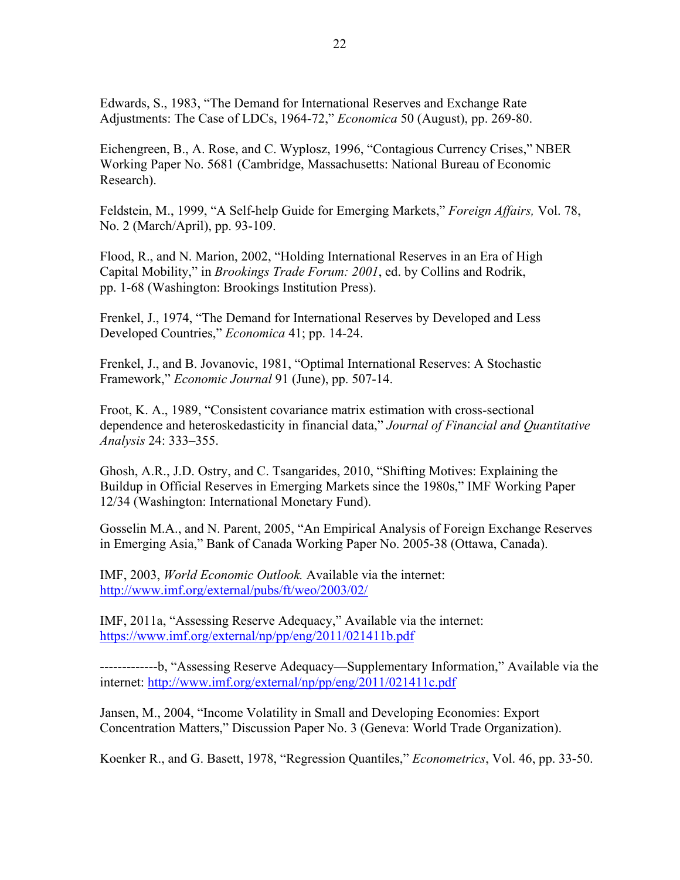Edwards, S., 1983, "The Demand for International Reserves and Exchange Rate Adjustments: The Case of LDCs, 1964-72," *Economica* 50 (August), pp. 269-80.

Eichengreen, B., A. Rose, and C. Wyplosz, 1996, "Contagious Currency Crises," NBER Working Paper No. 5681 (Cambridge, Massachusetts: National Bureau of Economic Research).

Feldstein, M., 1999, "A Self-help Guide for Emerging Markets," *Foreign Affairs,* Vol. 78, No. 2 (March/April), pp. 93-109.

Flood, R., and N. Marion, 2002, "Holding International Reserves in an Era of High Capital Mobility," in *Brookings Trade Forum: 2001*, ed. by Collins and Rodrik, pp. 1-68 (Washington: Brookings Institution Press).

Frenkel, J., 1974, "The Demand for International Reserves by Developed and Less Developed Countries," *Economica* 41; pp. 14-24.

Frenkel, J., and B. Jovanovic, 1981, "Optimal International Reserves: A Stochastic Framework," *Economic Journal* 91 (June), pp. 507-14.

Froot, K. A., 1989, "Consistent covariance matrix estimation with cross-sectional dependence and heteroskedasticity in financial data," *Journal of Financial and Quantitative Analysis* 24: 333–355.

Ghosh, A.R., J.D. Ostry, and C. Tsangarides, 2010, "Shifting Motives: Explaining the Buildup in Official Reserves in Emerging Markets since the 1980s," IMF Working Paper 12/34 (Washington: International Monetary Fund).

Gosselin M.A., and N. Parent, 2005, "An Empirical Analysis of Foreign Exchange Reserves in Emerging Asia," Bank of Canada Working Paper No. 2005-38 (Ottawa, Canada).

IMF, 2003, *World Economic Outlook.* Available via the internet: http://www.imf.org/external/pubs/ft/weo/2003/02/

IMF, 2011a, "Assessing Reserve Adequacy," Available via the internet: https://www.imf.org/external/np/pp/eng/2011/021411b.pdf

-------------b, "Assessing Reserve Adequacy—Supplementary Information," Available via the internet: http://www.imf.org/external/np/pp/eng/2011/021411c.pdf

Jansen, M., 2004, "Income Volatility in Small and Developing Economies: Export Concentration Matters," Discussion Paper No. 3 (Geneva: World Trade Organization).

Koenker R., and G. Basett, 1978, "Regression Quantiles," *Econometrics*, Vol. 46, pp. 33-50.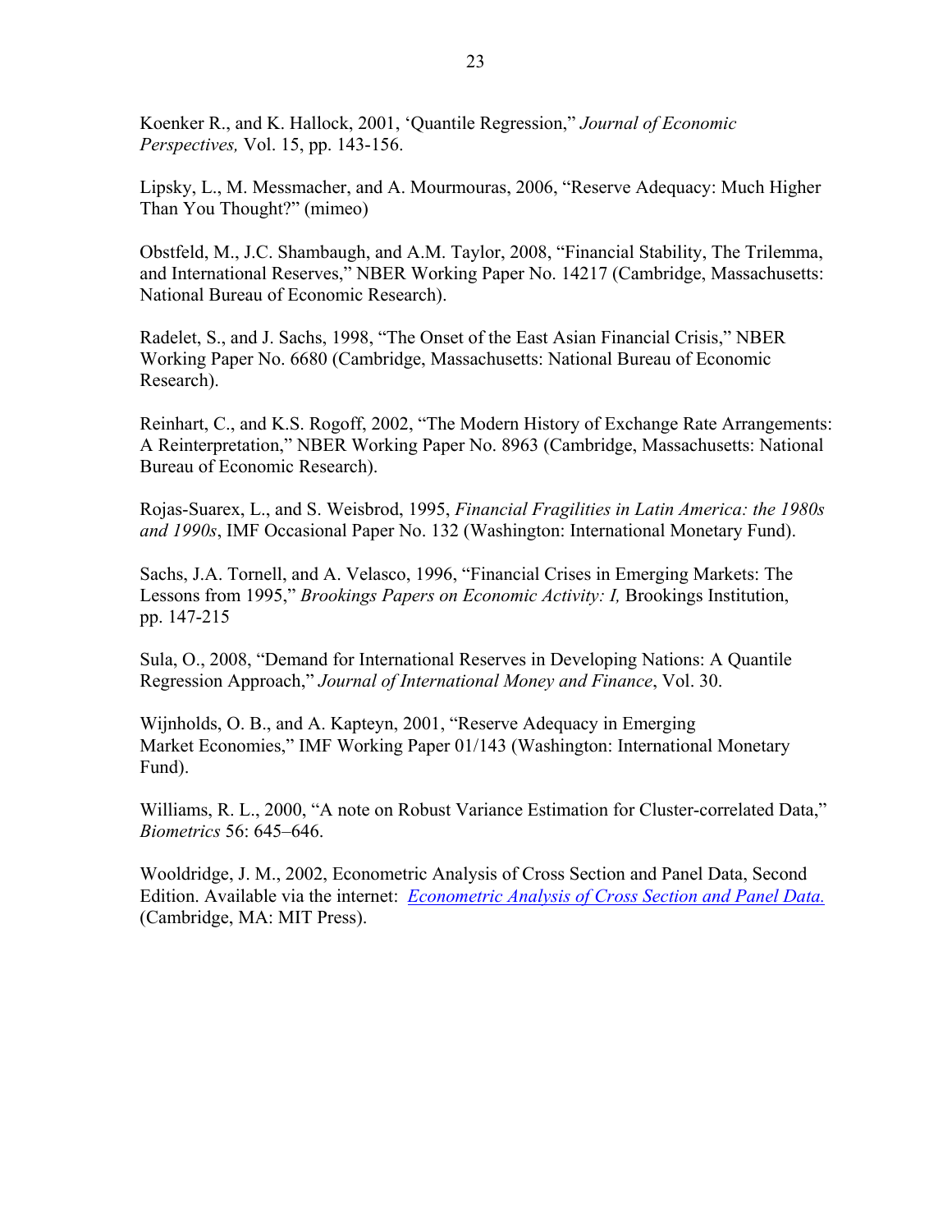Koenker R., and K. Hallock, 2001, 'Quantile Regression," *Journal of Economic Perspectives,* Vol. 15, pp. 143-156.

Lipsky, L., M. Messmacher, and A. Mourmouras, 2006, "Reserve Adequacy: Much Higher Than You Thought?" (mimeo)

Obstfeld, M., J.C. Shambaugh, and A.M. Taylor, 2008, "Financial Stability, The Trilemma, and International Reserves," NBER Working Paper No. 14217 (Cambridge, Massachusetts: National Bureau of Economic Research).

Radelet, S., and J. Sachs, 1998, "The Onset of the East Asian Financial Crisis," NBER Working Paper No. 6680 (Cambridge, Massachusetts: National Bureau of Economic Research).

Reinhart, C., and K.S. Rogoff, 2002, "The Modern History of Exchange Rate Arrangements: A Reinterpretation," NBER Working Paper No. 8963 (Cambridge, Massachusetts: National Bureau of Economic Research).

Rojas-Suarex, L., and S. Weisbrod, 1995, *Financial Fragilities in Latin America: the 1980s and 1990s*, IMF Occasional Paper No. 132 (Washington: International Monetary Fund).

Sachs, J.A. Tornell, and A. Velasco, 1996, "Financial Crises in Emerging Markets: The Lessons from 1995," *Brookings Papers on Economic Activity: I,* Brookings Institution, pp. 147-215

Sula, O., 2008, "Demand for International Reserves in Developing Nations: A Quantile Regression Approach," *Journal of International Money and Finance*, Vol. 30.

Wijnholds, O. B., and A. Kapteyn, 2001, "Reserve Adequacy in Emerging Market Economies," IMF Working Paper 01/143 (Washington: International Monetary Fund).

Williams, R. L., 2000, "A note on Robust Variance Estimation for Cluster-correlated Data," *Biometrics* 56: 645–646.

Wooldridge, J. M., 2002, Econometric Analysis of Cross Section and Panel Data, Second Edition. Available via the internet: *Econometric Analysis of Cross Section and Panel Data.* (Cambridge, MA: MIT Press).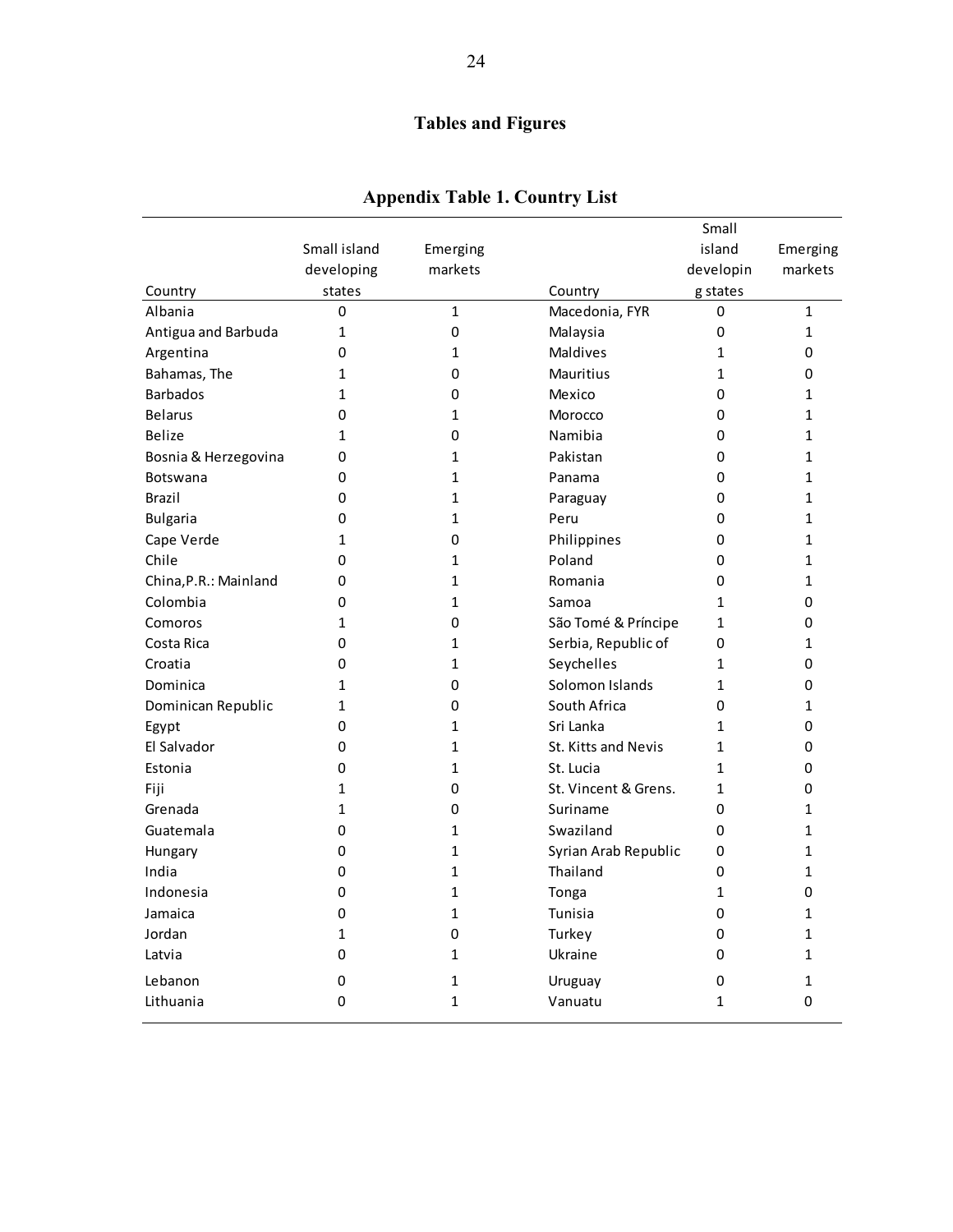## Tables and Figures

### Appendix Table 1. Country List

| Country | Small island developing states | Emerging markets | Country | Small island developing states | Emerging markets |
|---|---|---|---|---|---|
| Albania | 0 | 1 | Macedonia, FYR | 0 | 1 |
| Antigua and Barbuda | 1 | 0 | Malaysia | 0 | 1 |
| Argentina | 0 | 1 | Maldives | 1 | 0 |
| Bahamas, The | 1 | 0 | Mauritius | 1 | 0 |
| Barbados | 1 | 0 | Mexico | 0 | 1 |
| Belarus | 0 | 1 | Morocco | 0 | 1 |
| Belize | 1 | 0 | Namibia | 0 | 1 |
| Bosnia & Herzegovina | 0 | 1 | Pakistan | 0 | 1 |
| Botswana | 0 | 1 | Panama | 0 | 1 |
| Brazil | 0 | 1 | Paraguay | 0 | 1 |
| Bulgaria | 0 | 1 | Peru | 0 | 1 |
| Cape Verde | 1 | 0 | Philippines | 0 | 1 |
| Chile | 0 | 1 | Poland | 0 | 1 |
| China,P.R.: Mainland | 0 | 1 | Romania | 0 | 1 |
| Colombia | 0 | 1 | Samoa | 1 | 0 |
| Comoros | 1 | 0 | São Tomé & Príncipe | 1 | 0 |
| Costa Rica | 0 | 1 | Serbia, Republic of | 0 | 1 |
| Croatia | 0 | 1 | Seychelles | 1 | 0 |
| Dominica | 1 | 0 | Solomon Islands | 1 | 0 |
| Dominican Republic | 1 | 0 | South Africa | 0 | 1 |
| Egypt | 0 | 1 | Sri Lanka | 1 | 0 |
| El Salvador | 0 | 1 | St. Kitts and Nevis | 1 | 0 |
| Estonia | 0 | 1 | St. Lucia | 1 | 0 |
| Fiji | 1 | 0 | St. Vincent & Grens. | 1 | 0 |
| Grenada | 1 | 0 | Suriname | 0 | 1 |
| Guatemala | 0 | 1 | Swaziland | 0 | 1 |
| Hungary | 0 | 1 | Syrian Arab Republic | 0 | 1 |
| India | 0 | 1 | Thailand | 0 | 1 |
| Indonesia | 0 | 1 | Tonga | 1 | 0 |
| Jamaica | 0 | 1 | Tunisia | 0 | 1 |
| Jordan | 1 | 0 | Turkey | 0 | 1 |
| Latvia | 0 | 1 | Ukraine | 0 | 1 |
| Lebanon | 0 | 1 | Uruguay | 0 | 1 |
| Lithuania | 0 | 1 | Vanuatu | 1 | 0 |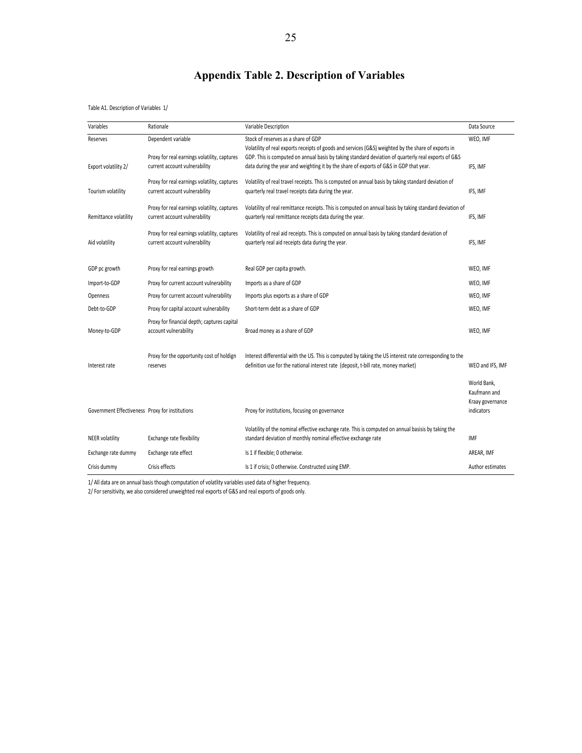# Appendix Table 2. Description of Variables

Table A1. Description of Variables 1/

| Variables | Rationale | Variable Description | Data Source |
|---|---|---|---|
| Reserves | Dependent variable | Stock of reserves as a share of GDP | WEO, IMF |
| Export volatility 2/ | Proxy for real earnings volatility, captures current account vulnerability | Volatility of real exports receipts of goods and services (G&S) weighted by the share of exports in GDP. This is computed on annual basis by taking standard deviation of quarterly real exports of G&S data during the year and weighting it by the share of exports of G&S in GDP that year. | IFS, IMF |
| Tourism volatility | Proxy for real earnings volatility, captures current account vulnerability | Volatility of real travel receipts. This is computed on annual basis by taking standard deviation of quarterly real travel receipts data during the year. | IFS, IMF |
| Remittance volatility | Proxy for real earnings volatility, captures current account vulnerability | Volatility of real remittance receipts. This is computed on annual basis by taking standard deviation of quarterly real remittance receipts data during the year. | IFS, IMF |
| Aid volatility | Proxy for real earnings volatility, captures current account vulnerability | Volatility of real aid receipts. This is computed on annual basis by taking standard deviation of quarterly real aid receipts data during the year. | IFS, IMF |
| GDP pc growth | Proxy for real earnings growth | Real GDP per capita growth. | WEO, IMF |
| Import-to-GDP | Proxy for current account vulnerability | Imports as a share of GDP | WEO, IMF |
| Openness | Proxy for current account vulnerability | Imports plus exports as a share of GDP | WEO, IMF |
| Debt-to-GDP | Proxy for capital account vulnerability | Short-term debt as a share of GDP | WEO, IMF |
| Money-to-GDP | Proxy for financial depth; captures capital account vulnerability | Broad money as a share of GDP | WEO, IMF |
| Interest rate | Proxy for the opportunity cost of holdign reserves | Interest differential with the US. This is computed by taking the US interest rate corresponding to the definition use for the national interest rate (deposit, t-bill rate, money market) | WEO and IFS, IMF |
| Government Effectiveness | Proxy for institutions | Proxy for institutions, focusing on governance | World Bank, Kaufmann and Kraay governance indicators |
| NEER volatility | Exchange rate flexibility | Volatility of the nominal effective exchange rate. This is computed on annual basisis by taking the standard deviation of monthly nominal effective exchange rate | IMF |
| Exchange rate dummy | Exchange rate effect | Is 1 if flexible; 0 otherwise. | AREAR, IMF |
| Crisis dummy | Crisis effects | Is 1 if crisis; 0 otherwise. Constructed using EMP. | Author estimates |

1/ All data are on annual basis though computation of volatlity variables used data of higher frequency.

2/ For sensitivity, we also considered unweighted real exports of G&S and real exports of goods only.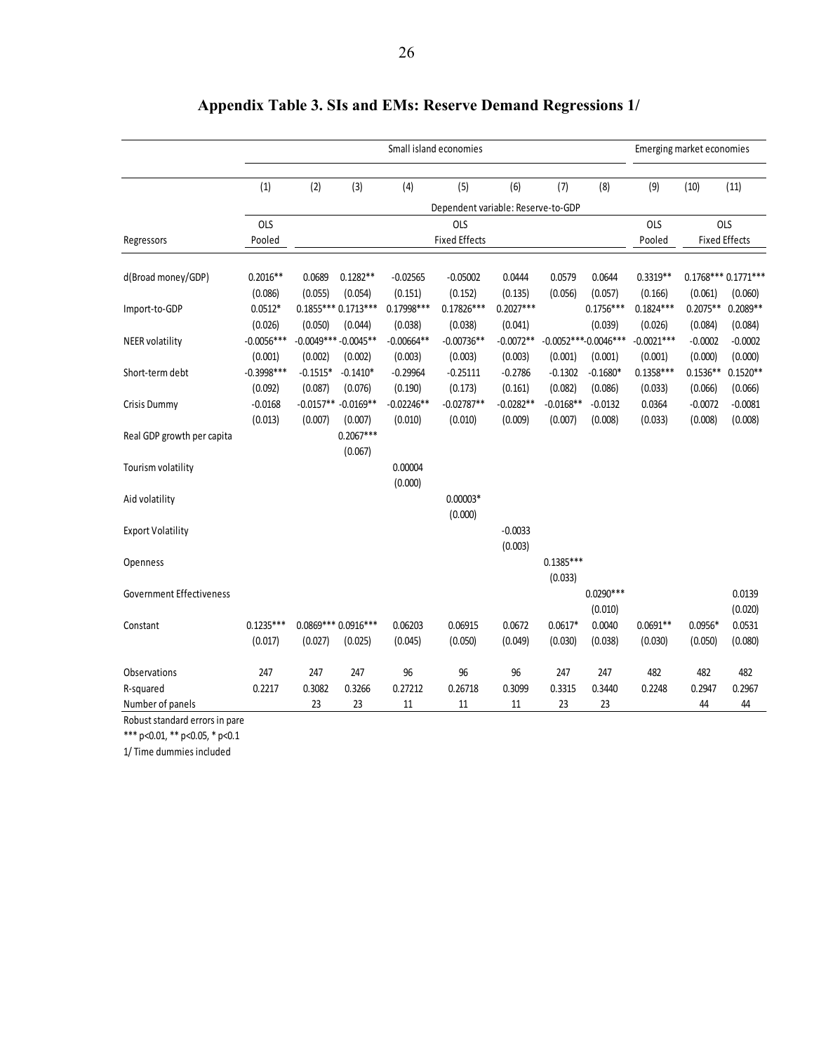## Appendix Table 3. SIs and EMs: Reserve Demand Regressions 1/

| | Small island economies | | | | | | | | Emerging market economies | | |
|---|---|---|---|---|---|---|---|---|---|---|---|
| | (1) | (2) | (3) | (4) | (5) | (6) | (7) | (8) | (9) | (10) | (11) |
| | Dependent variable: Reserve-to-GDP | | | | | | | | | | |
| | OLS | OLS | | | | | | | OLS | OLS | |
| Regressors | Pooled | Fixed Effects | | | | | | | Pooled | Fixed Effects | |
| d(Broad money/GDP) | 0.2016** | 0.0689 | 0.1282** | -0.02565 | -0.05002 | 0.0444 | 0.0579 | 0.0644 | 0.3319** | 0.1768*** | 0.1771*** |
| | (0.086) | (0.055) | (0.054) | (0.151) | (0.152) | (0.135) | (0.056) | (0.057) | (0.166) | (0.061) | (0.060) |
| Import-to-GDP | 0.0512* | 0.1855*** | 0.1713*** | 0.17998*** | 0.17826*** | 0.2027*** | | 0.1756*** | 0.1824*** | 0.2075** | 0.2089** |
| | (0.026) | (0.050) | (0.044) | (0.038) | (0.038) | (0.041) | | (0.039) | (0.026) | (0.084) | (0.084) |
| NEER volatility | -0.0056*** | -0.0049*** | -0.0045** | -0.00664** | -0.00736** | -0.0072** | -0.0052*** | -0.0046*** | -0.0021*** | -0.0002 | -0.0002 |
| | (0.001) | (0.002) | (0.002) | (0.003) | (0.003) | (0.003) | (0.001) | (0.001) | (0.001) | (0.000) | (0.000) |
| Short-term debt | -0.3998*** | -0.1515* | -0.1410* | -0.29964 | -0.25111 | -0.2786 | -0.1302 | -0.1680* | 0.1358*** | 0.1536** | 0.1520** |
| | (0.092) | (0.087) | (0.076) | (0.190) | (0.173) | (0.161) | (0.082) | (0.086) | (0.033) | (0.066) | (0.066) |
| Crisis Dummy | -0.0168 | -0.0157** | -0.0169** | -0.02246** | -0.02787** | -0.0282** | -0.0168** | -0.0132 | 0.0364 | -0.0072 | -0.0081 |
| | (0.013) | (0.007) | (0.007) | (0.010) | (0.010) | (0.009) | (0.007) | (0.008) | (0.033) | (0.008) | (0.008) |
| Real GDP growth per capita | | | 0.2067*** | | | | | | | | |
| | | | (0.067) | | | | | | | | |
| Tourism volatility | | | | 0.00004 | | | | | | | |
| | | | | (0.000) | | | | | | | |
| Aid volatility | | | | | 0.00003* | | | | | | |
| | | | | | (0.000) | | | | | | |
| Export Volatility | | | | | | -0.0033 | | | | | |
| | | | | | | (0.003) | | | | | |
| Openness | | | | | | | 0.1385*** | | | | |
| | | | | | | | (0.033) | | | | |
| Government Effectiveness | | | | | | | | 0.0290*** | | | 0.0139 |
| | | | | | | | | (0.010) | | | (0.020) |
| Constant | 0.1235*** | 0.0869*** | 0.0916*** | 0.06203 | 0.06915 | 0.0672 | 0.0617* | 0.0040 | 0.0691** | 0.0956* | 0.0531 |
| | (0.017) | (0.027) | (0.025) | (0.045) | (0.050) | (0.049) | (0.030) | (0.038) | (0.030) | (0.050) | (0.080) |
| Observations | 247 | 247 | 247 | 96 | 96 | 96 | 247 | 247 | 482 | 482 | 482 |
| R-squared | 0.2217 | 0.3082 | 0.3266 | 0.27212 | 0.26718 | 0.3099 | 0.3315 | 0.3440 | 0.2248 | 0.2947 | 0.2967 |
| Number of panels | | 23 | 23 | 11 | 11 | 11 | 23 | 23 | | 44 | 44 |

Robust standard errors in pare

*** p<0.01, ** p<0.05, * p<0.1

1/ Time dummies included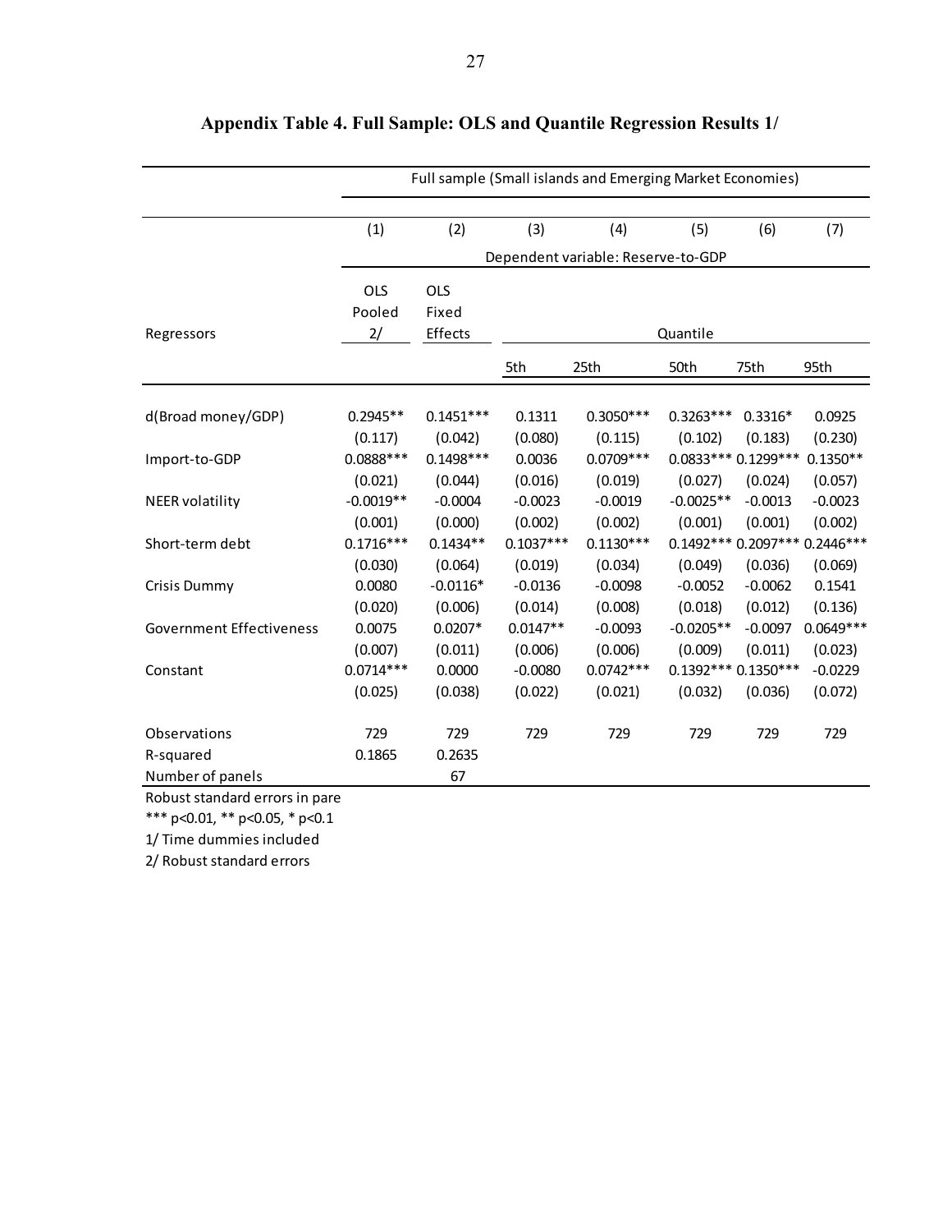**Appendix Table 4. Full Sample: OLS and Quantile Regression Results 1/**

| | Full sample (Small islands and Emerging Market Economies) | | | | | | |
|---|---|---|---|---|---|---|---|
| | (1) | (2) | (3) | (4) | (5) | (6) | (7) |
| | Dependent variable: Reserve-to-GDP | | | | | | |
| Regressors | OLS Pooled 2/ | OLS Fixed Effects | Quantile | | | | |
| | | | 5th | 25th | 50th | 75th | 95th |
| d(Broad money/GDP) | 0.2945** | 0.1451*** | 0.1311 | 0.3050*** | 0.3263*** | 0.3316* | 0.0925 |
| | (0.117) | (0.042) | (0.080) | (0.115) | (0.102) | (0.183) | (0.230) |
| Import-to-GDP | 0.0888*** | 0.1498*** | 0.0036 | 0.0709*** | 0.0833*** | 0.1299*** | 0.1350** |
| | (0.021) | (0.044) | (0.016) | (0.019) | (0.027) | (0.024) | (0.057) |
| NEER volatility | -0.0019** | -0.0004 | -0.0023 | -0.0019 | -0.0025** | -0.0013 | -0.0023 |
| | (0.001) | (0.000) | (0.002) | (0.002) | (0.001) | (0.001) | (0.002) |
| Short-term debt | 0.1716*** | 0.1434** | 0.1037*** | 0.1130*** | 0.1492*** | 0.2097*** | 0.2446*** |
| | (0.030) | (0.064) | (0.019) | (0.034) | (0.049) | (0.036) | (0.069) |
| Crisis Dummy | 0.0080 | -0.0116* | -0.0136 | -0.0098 | -0.0052 | -0.0062 | 0.1541 |
| | (0.020) | (0.006) | (0.014) | (0.008) | (0.018) | (0.012) | (0.136) |
| Government Effectiveness | 0.0075 | 0.0207* | 0.0147** | -0.0093 | -0.0205** | -0.0097 | 0.0649*** |
| | (0.007) | (0.011) | (0.006) | (0.006) | (0.009) | (0.011) | (0.023) |
| Constant | 0.0714*** | 0.0000 | -0.0080 | 0.0742*** | 0.1392*** | 0.1350*** | -0.0229 |
| | (0.025) | (0.038) | (0.022) | (0.021) | (0.032) | (0.036) | (0.072) |
| Observations | 729 | 729 | 729 | 729 | 729 | 729 | 729 |
| R-squared | 0.1865 | 0.2635 | | | | | |
| Number of panels | | 67 | | | | | |

Robust standard errors in pare

*** p<0.01, ** p<0.05, * p<0.1

1/ Time dummies included

2/ Robust standard errors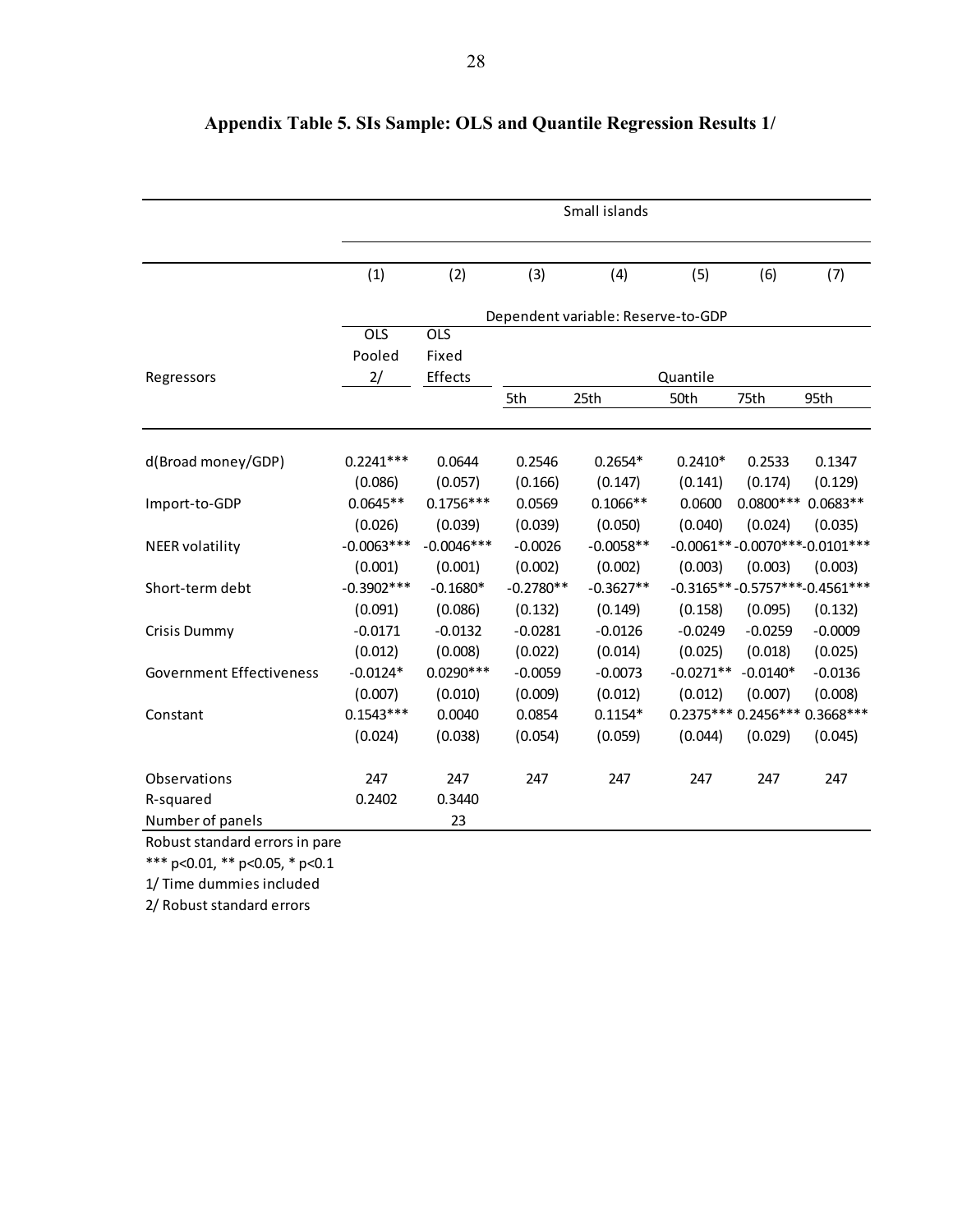## Appendix Table 5. SIs Sample: OLS and Quantile Regression Results 1/

| | Small islands | | | | | | |
|---|---|---|---|---|---|---|---|
| | (1) | (2) | (3) | (4) | (5) | (6) | (7) |
| | Dependent variable: Reserve-to-GDP | | | | | | |
| | OLS Pooled 2/ | OLS Fixed Effects | Quantile | | | | |
| Regressors | | | 5th | 25th | 50th | 75th | 95th |
| d(Broad money/GDP) | 0.2241*** | 0.0644 | 0.2546 | 0.2654* | 0.2410* | 0.2533 | 0.1347 |
| | (0.086) | (0.057) | (0.166) | (0.147) | (0.141) | (0.174) | (0.129) |
| Import-to-GDP | 0.0645** | 0.1756*** | 0.0569 | 0.1066** | 0.0600 | 0.0800*** | 0.0683** |
| | (0.026) | (0.039) | (0.039) | (0.050) | (0.040) | (0.024) | (0.035) |
| NEER volatility | -0.0063*** | -0.0046*** | -0.0026 | -0.0058** | -0.0061** | -0.0070*** | -0.0101*** |
| | (0.001) | (0.001) | (0.002) | (0.002) | (0.003) | (0.003) | (0.003) |
| Short-term debt | -0.3902*** | -0.1680* | -0.2780** | -0.3627** | -0.3165** | -0.5757*** | -0.4561*** |
| | (0.091) | (0.086) | (0.132) | (0.149) | (0.158) | (0.095) | (0.132) |
| Crisis Dummy | -0.0171 | -0.0132 | -0.0281 | -0.0126 | -0.0249 | -0.0259 | -0.0009 |
| | (0.012) | (0.008) | (0.022) | (0.014) | (0.025) | (0.018) | (0.025) |
| Government Effectiveness | -0.0124* | 0.0290*** | -0.0059 | -0.0073 | -0.0271** | -0.0140* | -0.0136 |
| | (0.007) | (0.010) | (0.009) | (0.012) | (0.012) | (0.007) | (0.008) |
| Constant | 0.1543*** | 0.0040 | 0.0854 | 0.1154* | 0.2375*** | 0.2456*** | 0.3668*** |
| | (0.024) | (0.038) | (0.054) | (0.059) | (0.044) | (0.029) | (0.045) |
| Observations | 247 | 247 | 247 | 247 | 247 | 247 | 247 |
| R-squared | 0.2402 | 0.3440 | | | | | |
| Number of panels | | 23 | | | | | |

Robust standard errors in pare

*** p<0.01, ** p<0.05, * p<0.1

1/ Time dummies included

2/ Robust standard errors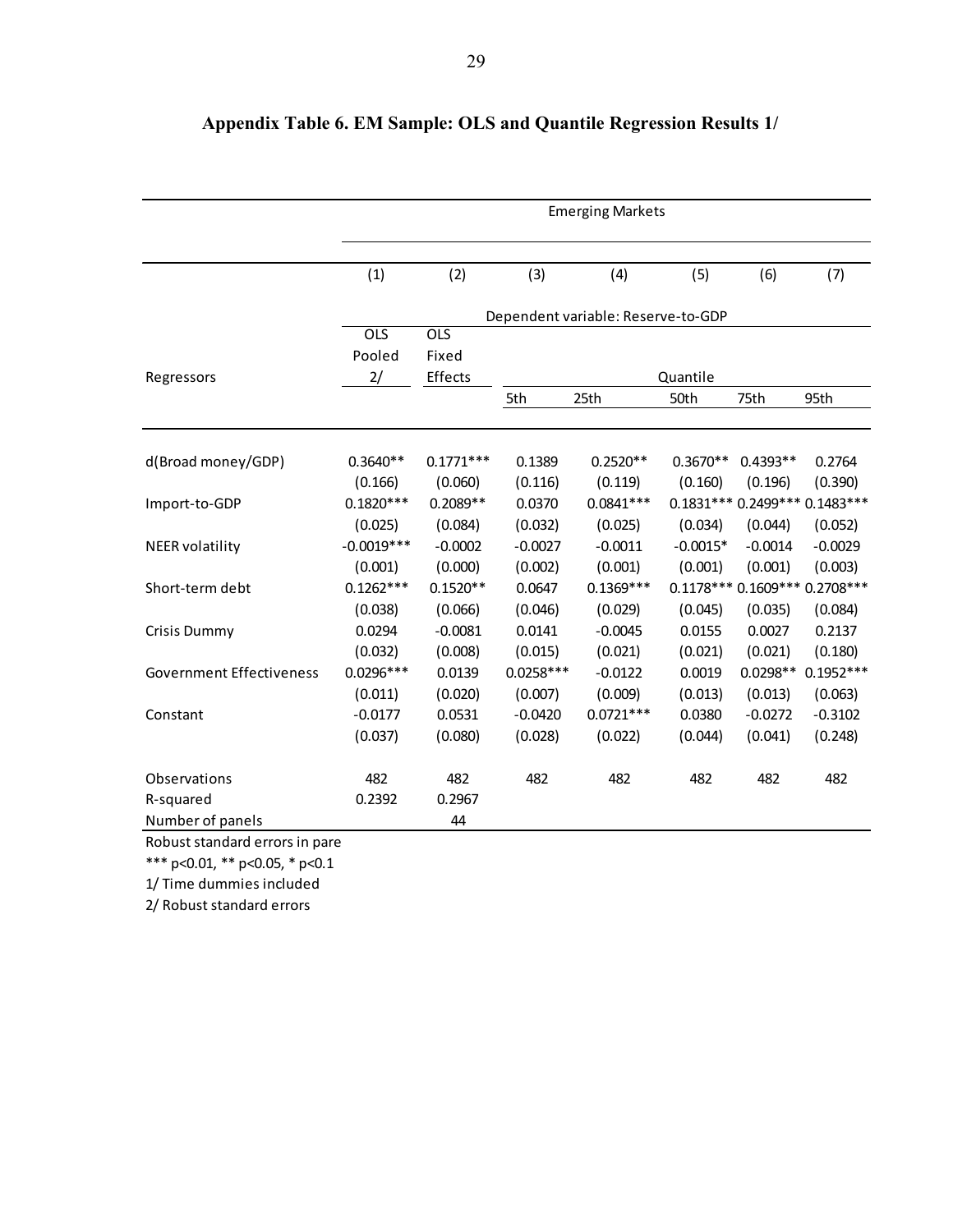# Appendix Table 6. EM Sample: OLS and Quantile Regression Results 1/

| | Emerging Markets | | | | | | |
|---|---|---|---|---|---|---|---|
| | (1) | (2) | (3) | (4) | (5) | (6) | (7) |
| | Dependent variable: Reserve-to-GDP | | | | | | |
| Regressors | OLS Pooled 2/ | OLS Fixed Effects | Quantile | | | | |
| | | | 5th | 25th | 50th | 75th | 95th |
| d(Broad money/GDP) | 0.3640** | 0.1771*** | 0.1389 | 0.2520** | 0.3670** | 0.4393** | 0.2764 |
| | (0.166) | (0.060) | (0.116) | (0.119) | (0.160) | (0.196) | (0.390) |
| Import-to-GDP | 0.1820*** | 0.2089** | 0.0370 | 0.0841*** | 0.1831*** | 0.2499*** | 0.1483*** |
| | (0.025) | (0.084) | (0.032) | (0.025) | (0.034) | (0.044) | (0.052) |
| NEER volatility | -0.0019*** | -0.0002 | -0.0027 | -0.0011 | -0.0015* | -0.0014 | -0.0029 |
| | (0.001) | (0.000) | (0.002) | (0.001) | (0.001) | (0.001) | (0.003) |
| Short-term debt | 0.1262*** | 0.1520** | 0.0647 | 0.1369*** | 0.1178*** | 0.1609*** | 0.2708*** |
| | (0.038) | (0.066) | (0.046) | (0.029) | (0.045) | (0.035) | (0.084) |
| Crisis Dummy | 0.0294 | -0.0081 | 0.0141 | -0.0045 | 0.0155 | 0.0027 | 0.2137 |
| | (0.032) | (0.008) | (0.015) | (0.021) | (0.021) | (0.021) | (0.180) |
| Government Effectiveness | 0.0296*** | 0.0139 | 0.0258*** | -0.0122 | 0.0019 | 0.0298** | 0.1952*** |
| | (0.011) | (0.020) | (0.007) | (0.009) | (0.013) | (0.013) | (0.063) |
| Constant | -0.0177 | 0.0531 | -0.0420 | 0.0721*** | 0.0380 | -0.0272 | -0.3102 |
| | (0.037) | (0.080) | (0.028) | (0.022) | (0.044) | (0.041) | (0.248) |
| Observations | 482 | 482 | 482 | 482 | 482 | 482 | 482 |
| R-squared | 0.2392 | 0.2967 | | | | | |
| Number of panels | | 44 | | | | | |

Robust standard errors in pare

*** p<0.01, ** p<0.05, * p<0.1

1/ Time dummies included

2/ Robust standard errors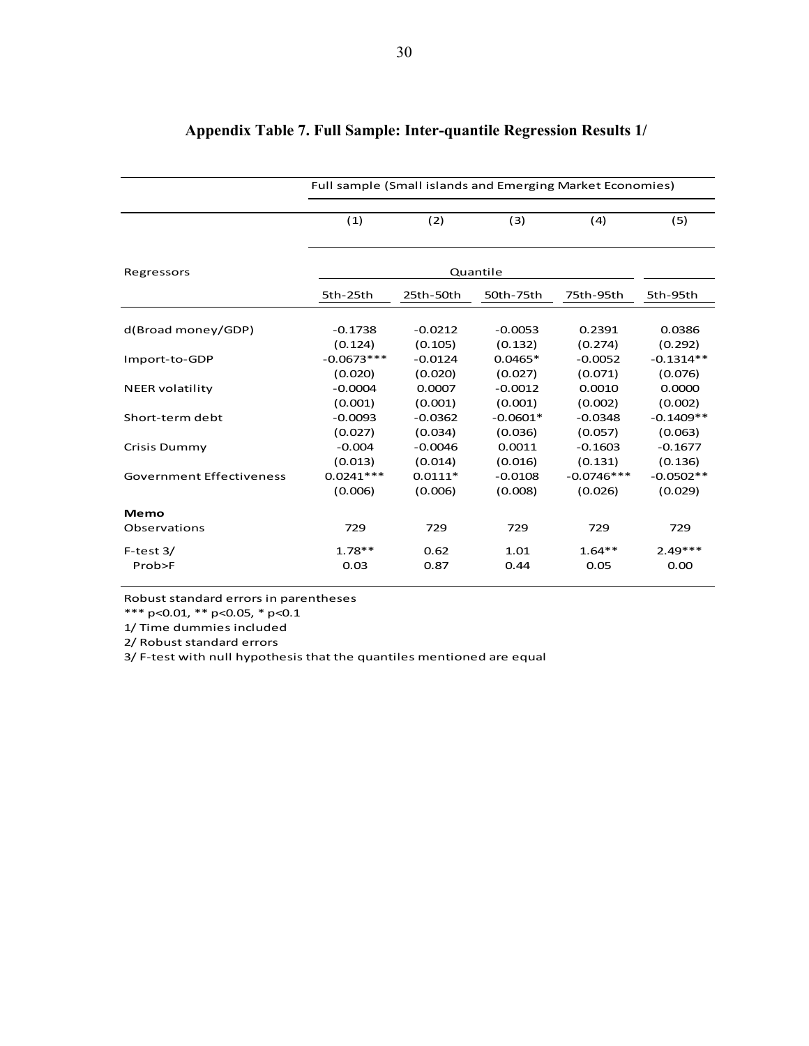# Appendix Table 7. Full Sample: Inter-quantile Regression Results 1/

| | Full sample (Small islands and Emerging Market Economies) | | | | |
|---|---|---|---|---|---|
| | (1) | (2) | (3) | (4) | (5) |
| Regressors | Quantile | | | | |
| | 5th-25th | 25th-50th | 50th-75th | 75th-95th | 5th-95th |
| d(Broad money/GDP) | -0.1738 | -0.0212 | -0.0053 | 0.2391 | 0.0386 |
| | (0.124) | (0.105) | (0.132) | (0.274) | (0.292) |
| Import-to-GDP | -0.0673*** | -0.0124 | 0.0465* | -0.0052 | -0.1314** |
| | (0.020) | (0.020) | (0.027) | (0.071) | (0.076) |
| NEER volatility | -0.0004 | 0.0007 | -0.0012 | 0.0010 | 0.0000 |
| | (0.001) | (0.001) | (0.001) | (0.002) | (0.002) |
| Short-term debt | -0.0093 | -0.0362 | -0.0601* | -0.0348 | -0.1409** |
| | (0.027) | (0.034) | (0.036) | (0.057) | (0.063) |
| Crisis Dummy | -0.004 | -0.0046 | 0.0011 | -0.1603 | -0.1677 |
| | (0.013) | (0.014) | (0.016) | (0.131) | (0.136) |
| Government Effectiveness | 0.0241*** | 0.0111* | -0.0108 | -0.0746*** | -0.0502** |
| | (0.006) | (0.006) | (0.008) | (0.026) | (0.029) |
| **Memo** | | | | | |
| Observations | 729 | 729 | 729 | 729 | 729 |
| F-test 3/ | 1.78** | 0.62 | 1.01 | 1.64** | 2.49*** |
| Prob>F | 0.03 | 0.87 | 0.44 | 0.05 | 0.00 |

Robust standard errors in parentheses

*** p<0.01, ** p<0.05, * p<0.1

1/ Time dummies included

2/ Robust standard errors

3/ F-test with null hypothesis that the quantiles mentioned are equal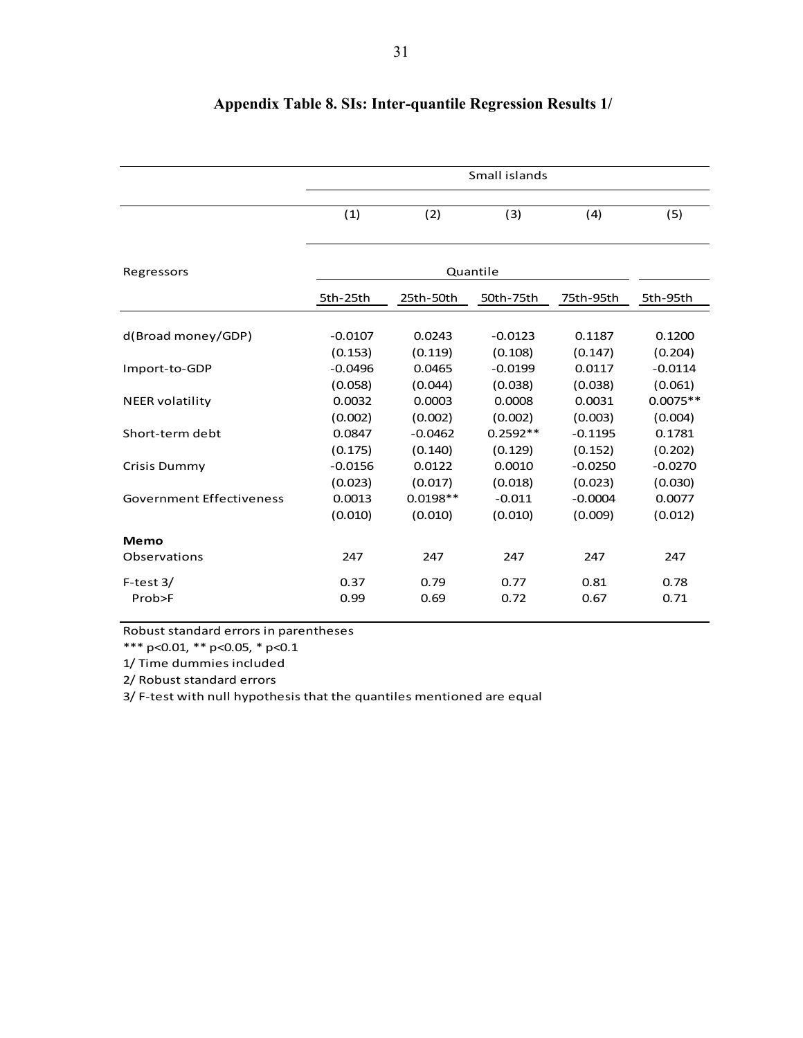## Appendix Table 8. SIs: Inter-quantile Regression Results 1/

| | Small islands | | | | |
|---|---|---|---|---|---|
| | (1) | (2) | (3) | (4) | (5) |
| Regressors | Quantile | | | | |
| | 5th-25th | 25th-50th | 50th-75th | 75th-95th | 5th-95th |
| d(Broad money/GDP) | -0.0107 | 0.0243 | -0.0123 | 0.1187 | 0.1200 |
| | (0.153) | (0.119) | (0.108) | (0.147) | (0.204) |
| Import-to-GDP | -0.0496 | 0.0465 | -0.0199 | 0.0117 | -0.0114 |
| | (0.058) | (0.044) | (0.038) | (0.038) | (0.061) |
| NEER volatility | 0.0032 | 0.0003 | 0.0008 | 0.0031 | 0.0075** |
| | (0.002) | (0.002) | (0.002) | (0.003) | (0.004) |
| Short-term debt | 0.0847 | -0.0462 | 0.2592** | -0.1195 | 0.1781 |
| | (0.175) | (0.140) | (0.129) | (0.152) | (0.202) |
| Crisis Dummy | -0.0156 | 0.0122 | 0.0010 | -0.0250 | -0.0270 |
| | (0.023) | (0.017) | (0.018) | (0.023) | (0.030) |
| Government Effectiveness | 0.0013 | 0.0198** | -0.011 | -0.0004 | 0.0077 |
| | (0.010) | (0.010) | (0.010) | (0.009) | (0.012) |
| **Memo** | | | | | |
| Observations | 247 | 247 | 247 | 247 | 247 |
| F-test 3/ | 0.37 | 0.79 | 0.77 | 0.81 | 0.78 |
| Prob>F | 0.99 | 0.69 | 0.72 | 0.67 | 0.71 |

Robust standard errors in parentheses

*** p<0.01, ** p<0.05, * p<0.1

1/ Time dummies included

2/ Robust standard errors

3/ F-test with null hypothesis that the quantiles mentioned are equal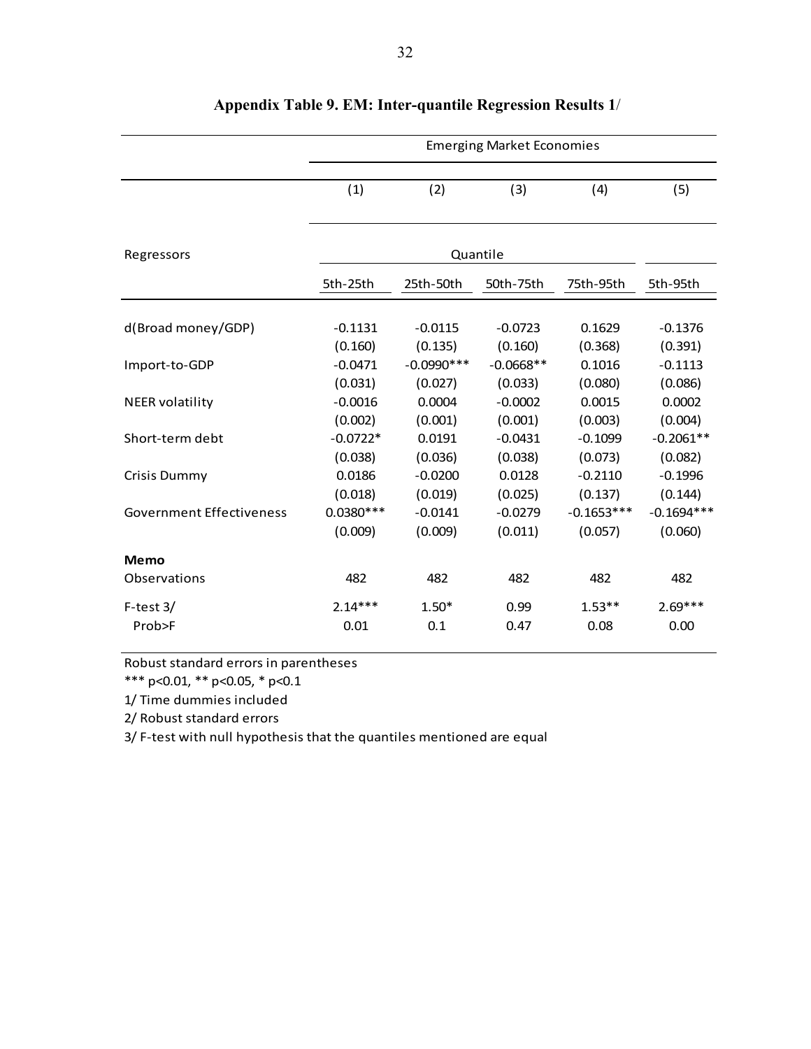**Appendix Table 9. EM: Inter-quantile Regression Results 1/**

| | Emerging Market Economies | | | | |
|---|---|---|---|---|---|
| | (1) | (2) | (3) | (4) | (5) |
| Regressors | Quantile | | | | |
| | 5th-25th | 25th-50th | 50th-75th | 75th-95th | 5th-95th |
| d(Broad money/GDP) | -0.1131 | -0.0115 | -0.0723 | 0.1629 | -0.1376 |
| | (0.160) | (0.135) | (0.160) | (0.368) | (0.391) |
| Import-to-GDP | -0.0471 | -0.0990*** | -0.0668** | 0.1016 | -0.1113 |
| | (0.031) | (0.027) | (0.033) | (0.080) | (0.086) |
| NEER volatility | -0.0016 | 0.0004 | -0.0002 | 0.0015 | 0.0002 |
| | (0.002) | (0.001) | (0.001) | (0.003) | (0.004) |
| Short-term debt | -0.0722* | 0.0191 | -0.0431 | -0.1099 | -0.2061** |
| | (0.038) | (0.036) | (0.038) | (0.073) | (0.082) |
| Crisis Dummy | 0.0186 | -0.0200 | 0.0128 | -0.2110 | -0.1996 |
| | (0.018) | (0.019) | (0.025) | (0.137) | (0.144) |
| Government Effectiveness | 0.0380*** | -0.0141 | -0.0279 | -0.1653*** | -0.1694*** |
| | (0.009) | (0.009) | (0.011) | (0.057) | (0.060) |
| **Memo** | | | | | |
| Observations | 482 | 482 | 482 | 482 | 482 |
| F-test 3/ | 2.14*** | 1.50* | 0.99 | 1.53** | 2.69*** |
| Prob>F | 0.01 | 0.1 | 0.47 | 0.08 | 0.00 |

Robust standard errors in parentheses

*** p<0.01, ** p<0.05, * p<0.1

1/ Time dummies included

2/ Robust standard errors

3/ F-test with null hypothesis that the quantiles mentioned are equal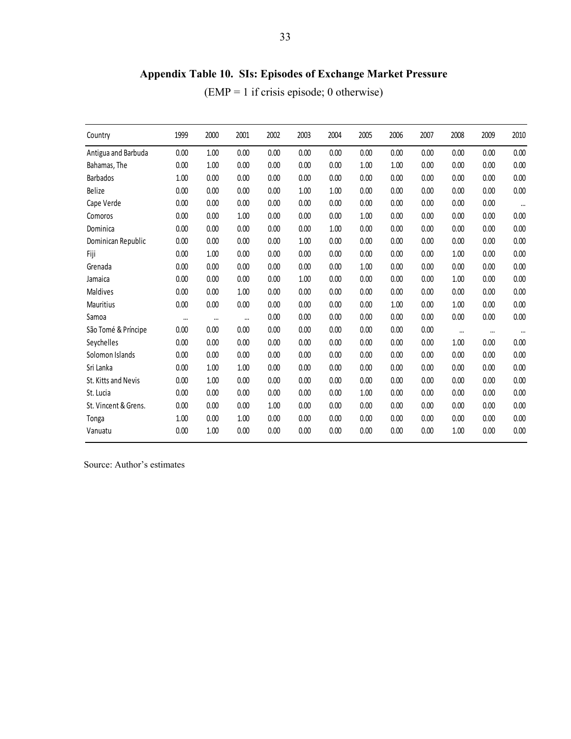**Appendix Table 10. SIs: Episodes of Exchange Market Pressure**

(EMP = 1 if crisis episode; 0 otherwise)

| Country | 1999 | 2000 | 2001 | 2002 | 2003 | 2004 | 2005 | 2006 | 2007 | 2008 | 2009 | 2010 |
|---|---|---|---|---|---|---|---|---|---|---|---|---|
| Antigua and Barbuda | 0.00 | 1.00 | 0.00 | 0.00 | 0.00 | 0.00 | 0.00 | 0.00 | 0.00 | 0.00 | 0.00 | 0.00 |
| Bahamas, The | 0.00 | 1.00 | 0.00 | 0.00 | 0.00 | 0.00 | 1.00 | 1.00 | 0.00 | 0.00 | 0.00 | 0.00 |
| Barbados | 1.00 | 0.00 | 0.00 | 0.00 | 0.00 | 0.00 | 0.00 | 0.00 | 0.00 | 0.00 | 0.00 | 0.00 |
| Belize | 0.00 | 0.00 | 0.00 | 0.00 | 1.00 | 1.00 | 0.00 | 0.00 | 0.00 | 0.00 | 0.00 | 0.00 |
| Cape Verde | 0.00 | 0.00 | 0.00 | 0.00 | 0.00 | 0.00 | 0.00 | 0.00 | 0.00 | 0.00 | 0.00 | ... |
| Comoros | 0.00 | 0.00 | 1.00 | 0.00 | 0.00 | 0.00 | 1.00 | 0.00 | 0.00 | 0.00 | 0.00 | 0.00 |
| Dominica | 0.00 | 0.00 | 0.00 | 0.00 | 0.00 | 1.00 | 0.00 | 0.00 | 0.00 | 0.00 | 0.00 | 0.00 |
| Dominican Republic | 0.00 | 0.00 | 0.00 | 0.00 | 1.00 | 0.00 | 0.00 | 0.00 | 0.00 | 0.00 | 0.00 | 0.00 |
| Fiji | 0.00 | 1.00 | 0.00 | 0.00 | 0.00 | 0.00 | 0.00 | 0.00 | 0.00 | 1.00 | 0.00 | 0.00 |
| Grenada | 0.00 | 0.00 | 0.00 | 0.00 | 0.00 | 0.00 | 1.00 | 0.00 | 0.00 | 0.00 | 0.00 | 0.00 |
| Jamaica | 0.00 | 0.00 | 0.00 | 0.00 | 1.00 | 0.00 | 0.00 | 0.00 | 0.00 | 1.00 | 0.00 | 0.00 |
| Maldives | 0.00 | 0.00 | 1.00 | 0.00 | 0.00 | 0.00 | 0.00 | 0.00 | 0.00 | 0.00 | 0.00 | 0.00 |
| Mauritius | 0.00 | 0.00 | 0.00 | 0.00 | 0.00 | 0.00 | 0.00 | 1.00 | 0.00 | 1.00 | 0.00 | 0.00 |
| Samoa | ... | ... | ... | 0.00 | 0.00 | 0.00 | 0.00 | 0.00 | 0.00 | 0.00 | 0.00 | 0.00 |
| São Tomé & Príncipe | 0.00 | 0.00 | 0.00 | 0.00 | 0.00 | 0.00 | 0.00 | 0.00 | 0.00 | ... | ... | ... |
| Seychelles | 0.00 | 0.00 | 0.00 | 0.00 | 0.00 | 0.00 | 0.00 | 0.00 | 0.00 | 1.00 | 0.00 | 0.00 |
| Solomon Islands | 0.00 | 0.00 | 0.00 | 0.00 | 0.00 | 0.00 | 0.00 | 0.00 | 0.00 | 0.00 | 0.00 | 0.00 |
| Sri Lanka | 0.00 | 1.00 | 1.00 | 0.00 | 0.00 | 0.00 | 0.00 | 0.00 | 0.00 | 0.00 | 0.00 | 0.00 |
| St. Kitts and Nevis | 0.00 | 1.00 | 0.00 | 0.00 | 0.00 | 0.00 | 0.00 | 0.00 | 0.00 | 0.00 | 0.00 | 0.00 |
| St. Lucia | 0.00 | 0.00 | 0.00 | 0.00 | 0.00 | 0.00 | 1.00 | 0.00 | 0.00 | 0.00 | 0.00 | 0.00 |
| St. Vincent & Grens. | 0.00 | 0.00 | 0.00 | 1.00 | 0.00 | 0.00 | 0.00 | 0.00 | 0.00 | 0.00 | 0.00 | 0.00 |
| Tonga | 1.00 | 0.00 | 1.00 | 0.00 | 0.00 | 0.00 | 0.00 | 0.00 | 0.00 | 0.00 | 0.00 | 0.00 |
| Vanuatu | 0.00 | 1.00 | 0.00 | 0.00 | 0.00 | 0.00 | 0.00 | 0.00 | 0.00 | 1.00 | 0.00 | 0.00 |

Source: Author's estimates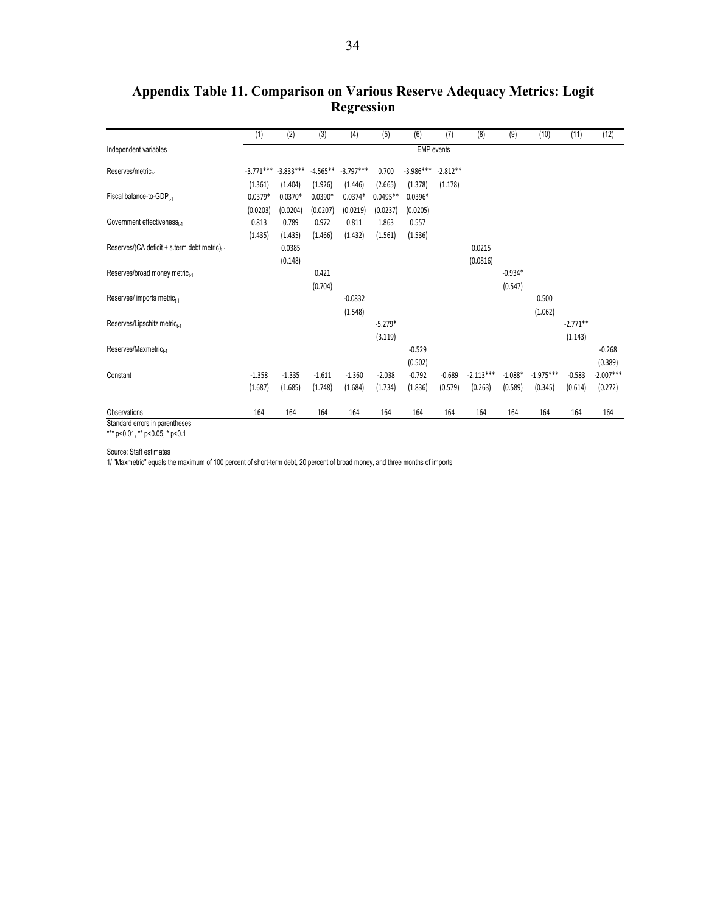# Appendix Table 11. Comparison on Various Reserve Adequacy Metrics: Logit Regression

| | (1) | (2) | (3) | (4) | (5) | (6) | (7) | (8) | (9) | (10) | (11) | (12) |
|---|---|---|---|---|---|---|---|---|---|---|---|---|
| Independent variables | | | | | | | EMP events | | | | | |
| Reserves/metric$_{t-1}$ | -3.771*** | -3.833*** | -4.565** | -3.797*** | 0.700 | -3.986*** | -2.812** | | | | | |
| | (1.361) | (1.404) | (1.926) | (1.446) | (2.665) | (1.378) | (1.178) | | | | | |
| Fiscal balance-to-GDP$_{t-1}$ | 0.0379* | 0.0370* | 0.0390* | 0.0374* | 0.0495** | 0.0396* | | | | | | |
| | (0.0203) | (0.0204) | (0.0207) | (0.0219) | (0.0237) | (0.0205) | | | | | | |
| Government effectiveness$_{t-1}$ | 0.813 | 0.789 | 0.972 | 0.811 | 1.863 | 0.557 | | | | | | |
| | (1.435) | (1.435) | (1.466) | (1.432) | (1.561) | (1.536) | | | | | | |
| Reserves/(CA deficit + s.term debt metric)$_{t-1}$ | | 0.0385 | | | | | | 0.0215 | | | | |
| | | (0.148) | | | | | | (0.0816) | | | | |
| Reserves/broad money metric$_{t-1}$ | | | 0.421 | | | | | | -0.934* | | | |
| | | | (0.704) | | | | | | (0.547) | | | |
| Reserves/ imports metric$_{t-1}$ | | | | -0.0832 | | | | | | 0.500 | | |
| | | | | (1.548) | | | | | | (1.062) | | |
| Reserves/Lipschitz metric$_{t-1}$ | | | | | -5.279* | | | | | | -2.771** | |
| | | | | | (3.119) | | | | | | (1.143) | |
| Reserves/Maxmetric$_{t-1}$ | | | | | | -0.529 | | | | | | -0.268 |
| | | | | | | (0.502) | | | | | | (0.389) |
| Constant | -1.358 | -1.335 | -1.611 | -1.360 | -2.038 | -0.792 | -0.689 | -2.113*** | -1.088* | -1.975*** | -0.583 | -2.007*** |
| | (1.687) | (1.685) | (1.748) | (1.684) | (1.734) | (1.836) | (0.579) | (0.263) | (0.589) | (0.345) | (0.614) | (0.272) |
| Observations | 164 | 164 | 164 | 164 | 164 | 164 | 164 | 164 | 164 | 164 | 164 | 164 |

Standard errors in parentheses

*** p<0.01, ** p<0.05, * p<0.1

Source: Staff estimates

1/ "Maxmetric" equals the maximum of 100 percent of short-term debt, 20 percent of broad money, and three months of imports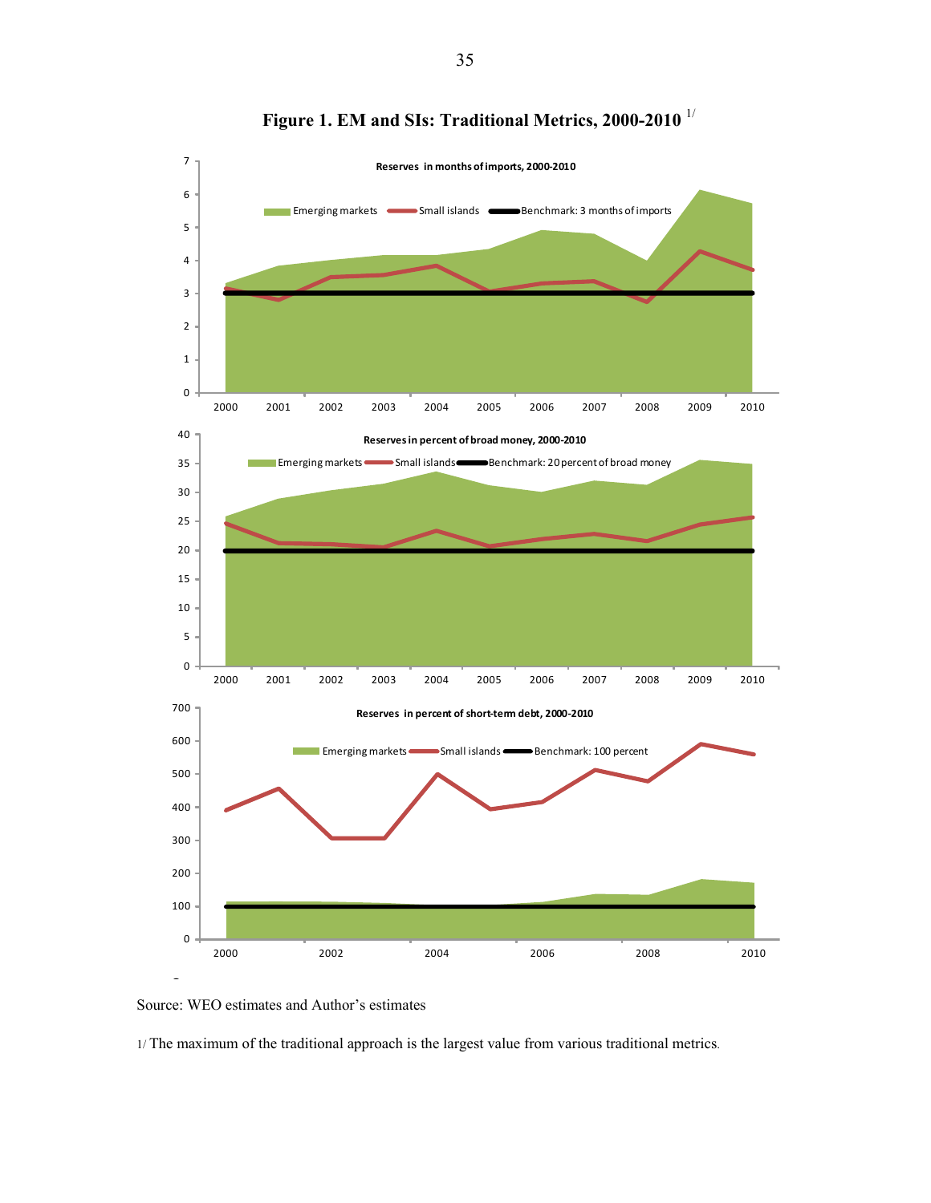# Figure 1. EM and SIs: Traditional Metrics, 2000-2010 [1/]

**Reserves in months of imports, 2000-2010**

Emerging markets — Small islands — Benchmark: 3 months of imports

**Reserves in percent of broad money, 2000-2010**

Emerging markets — Small islands — Benchmark: 20 percent of broad money

**Reserves in percent of short-term debt, 2000-2010**

Emerging markets — Small islands — Benchmark: 100 percent

Source: WEO estimates and Author's estimates

1/ The maximum of the traditional approach is the largest value from various traditional metrics.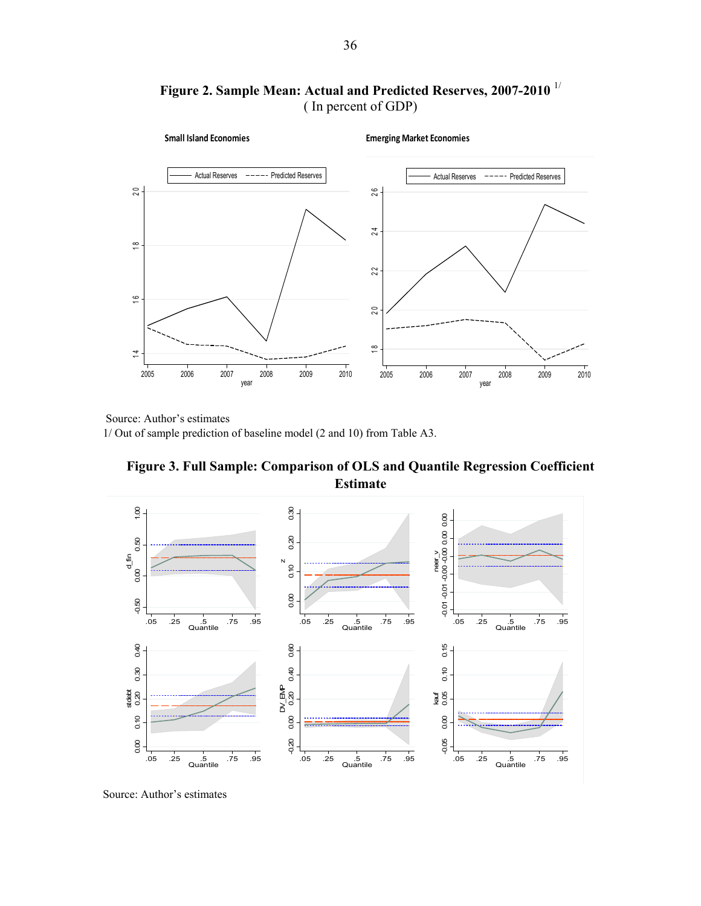**Figure 2. Sample Mean: Actual and Predicted Reserves, 2007-2010** [1/]
( In percent of GDP)

Source: Author's estimates

1/ Out of sample prediction of baseline model (2 and 10) from Table A3.

**Figure 3. Full Sample: Comparison of OLS and Quantile Regression Coefficient Estimate**

Source: Author's estimates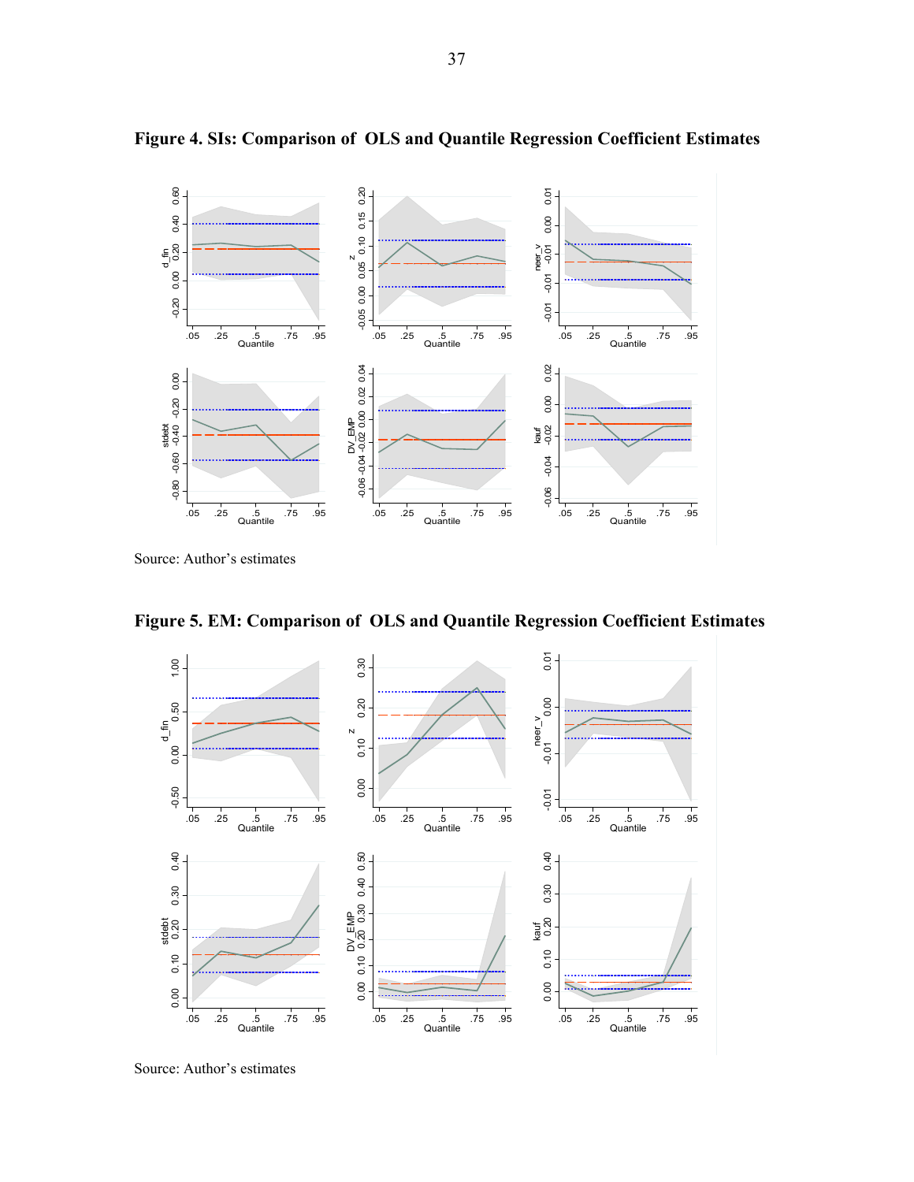**Figure 4. SIs: Comparison of OLS and Quantile Regression Coefficient Estimates**

Source: Author's estimates

**Figure 5. EM: Comparison of OLS and Quantile Regression Coefficient Estimates**

Source: Author's estimates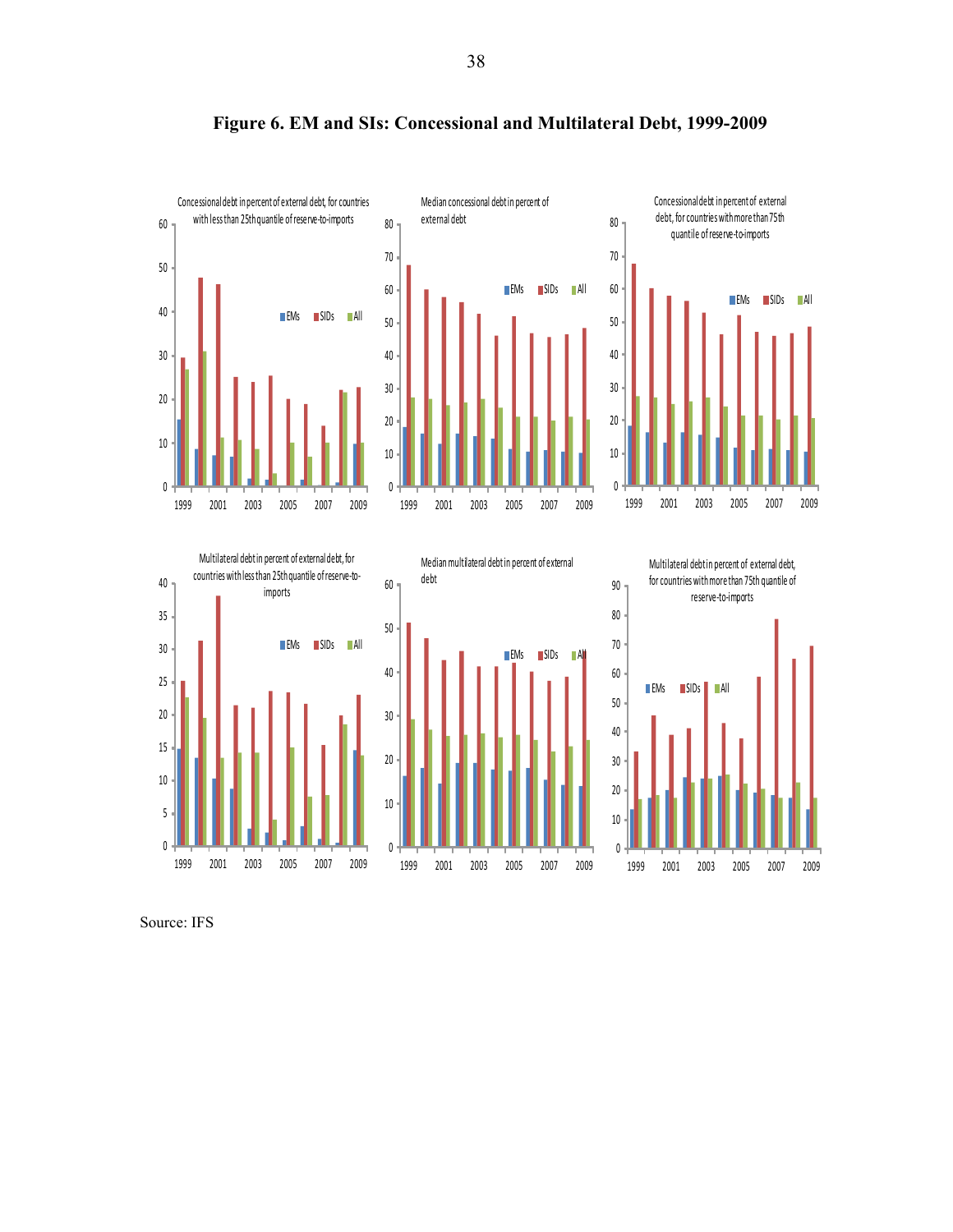# Figure 6. EM and SIs: Concessional and Multilateral Debt, 1999-2009

Concessional debt in percent of external debt, for countries with less than 25th quantile of reserve-to-imports

Median concessional debt in percent of external debt

Concessional debt in percent of external debt, for countries with more than 75th quantile of reserve-to-imports

Multilateral debt in percent of external debt, for countries with less than 25th quantile of reserve-to-imports

Median multilateral debt in percent of external debt

Multilateral debt in percent of external debt, for countries with more than 75th quantile of reserve-to-imports

Source: IFS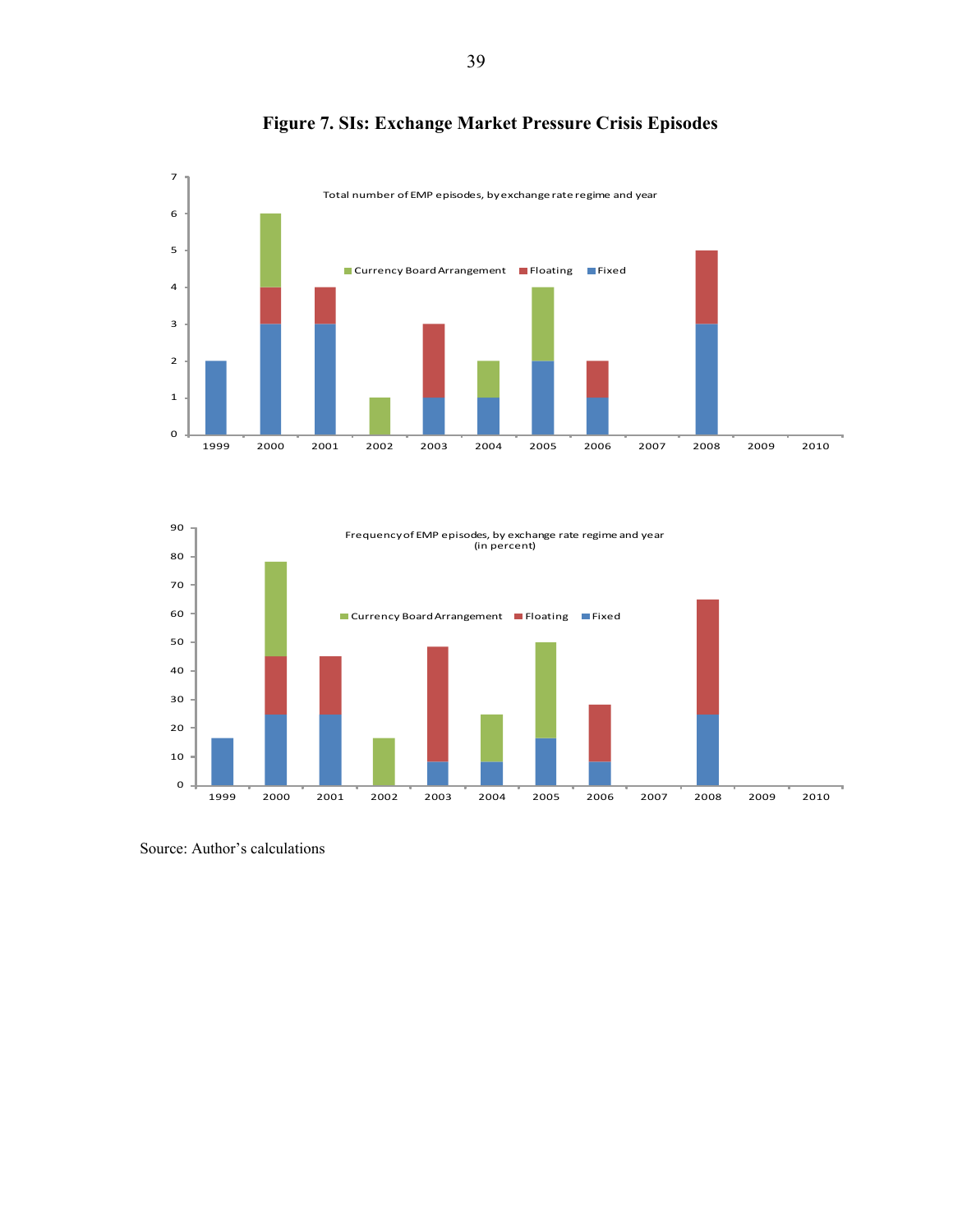**Figure 7. SIs: Exchange Market Pressure Crisis Episodes**

Total number of EMP episodes, by exchange rate regime and year

| Year | Fixed | Floating | Currency Board Arrangement |
| --- | --- | --- | --- |
| 1999 | 2 | | |
| 2000 | 3 | 1 | 2 |
| 2001 | 3 | 1 | |
| 2002 | | | 1 |
| 2003 | 1 | 2 | |
| 2004 | 1 | | 1 |
| 2005 | 2 | | 2 |
| 2006 | 1 | 1 | |
| 2007 | | | |
| 2008 | 3 | 2 | |
| 2009 | | | |
| 2010 | | | |

Frequency of EMP episodes, by exchange rate regime and year (in percent)

| Year | Fixed | Floating | Currency Board Arrangement |
| --- | --- | --- | --- |
| 1999 | ~17 | | |
| 2000 | 25 | ~20 | ~33 |
| 2001 | 25 | ~20 | |
| 2002 | | | ~17 |
| 2003 | ~8 | ~40 | |
| 2004 | ~8 | | ~17 |
| 2005 | ~17 | | ~33 |
| 2006 | ~8 | ~20 | |
| 2007 | | | |
| 2008 | 25 | 40 | |
| 2009 | | | |
| 2010 | | | |

Source: Author's calculations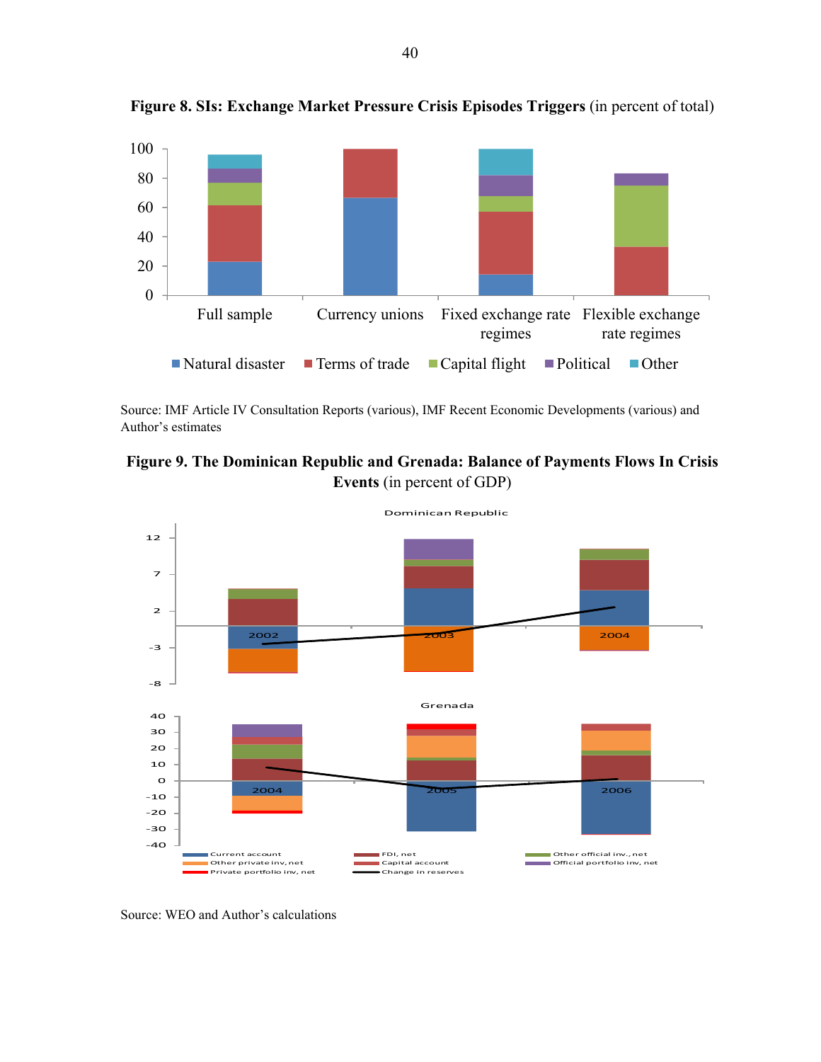**Figure 8. SIs: Exchange Market Pressure Crisis Episodes Triggers** (in percent of total)

Source: IMF Article IV Consultation Reports (various), IMF Recent Economic Developments (various) and Author's estimates

**Figure 9. The Dominican Republic and Grenada: Balance of Payments Flows In Crisis Events** (in percent of GDP)

Source: WEO and Author's calculations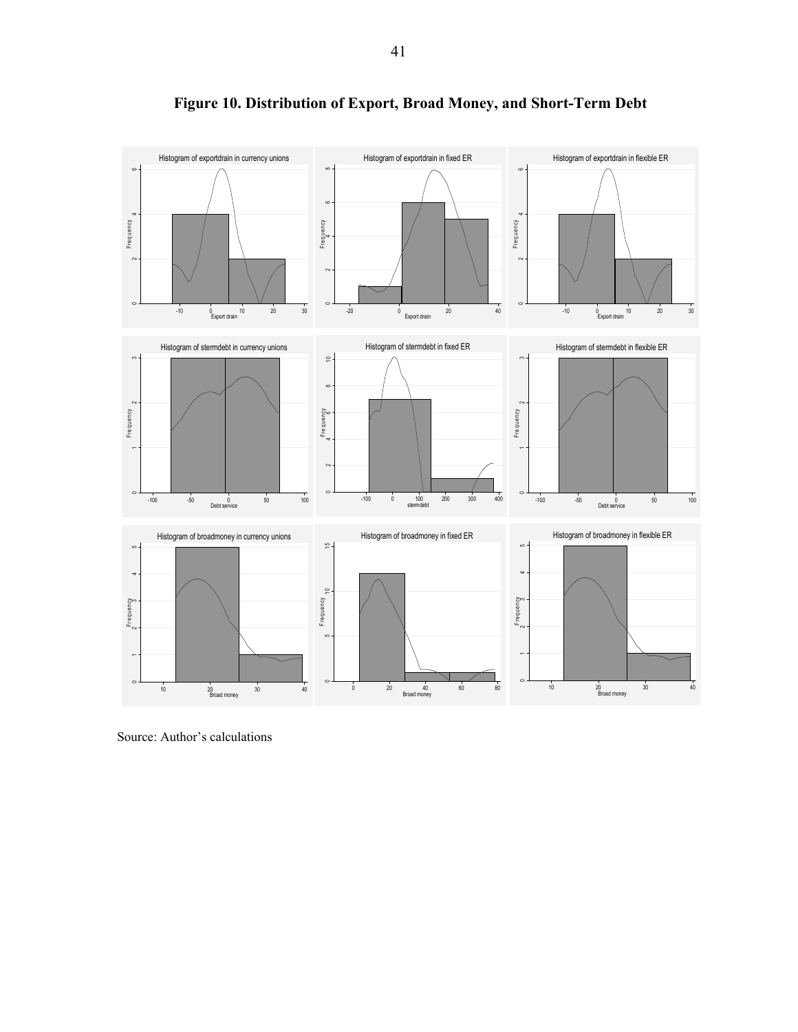**Figure 10. Distribution of Export, Broad Money, and Short-Term Debt**

Source: Author's calculations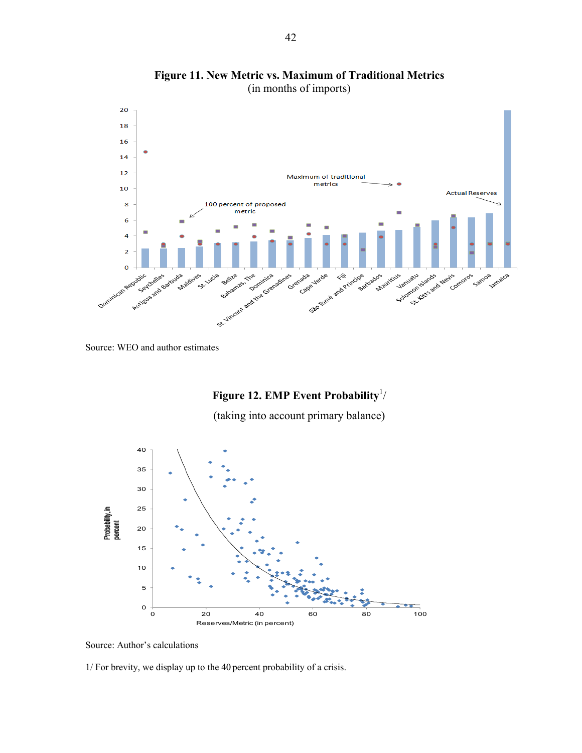**Figure 11. New Metric vs. Maximum of Traditional Metrics**
(in months of imports)

Source: WEO and author estimates

**Figure 12. EMP Event Probability**[1]/
(taking into account primary balance)

Source: Author's calculations

1/ For brevity, we display up to the 40 percent probability of a crisis.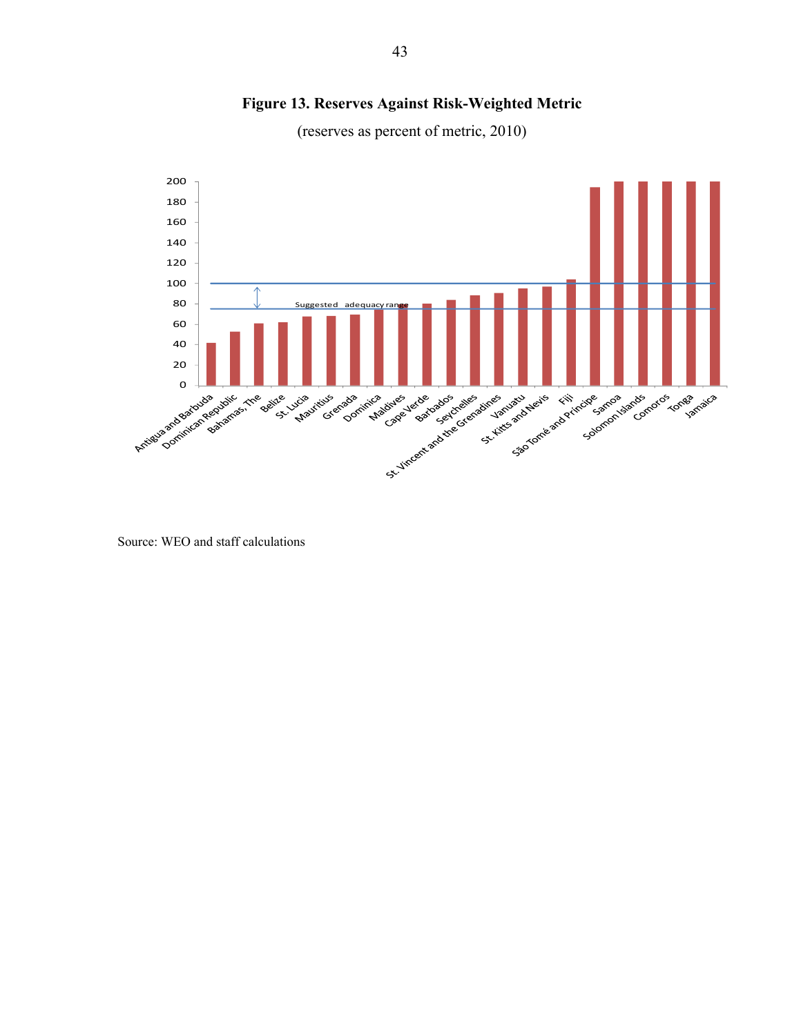**Figure 13. Reserves Against Risk-Weighted Metric**

(reserves as percent of metric, 2010)

200
180
160
140
120
100
80
60
40
20
0

Suggested adequacy range

Antigua and Barbuda
Dominican Republic
Bahamas, The
Belize
St. Lucia
Mauritius
Grenada
Dominica
Maldives
Cape Verde
Barbados
Seychelles
St. Vincent and the Grenadines
Vanuatu
St. Kitts and Nevis
Fiji
São Tomé and Príncipe
Samoa
Solomon Islands
Comoros
Tonga
Jamaica

Source: WEO and staff calculations